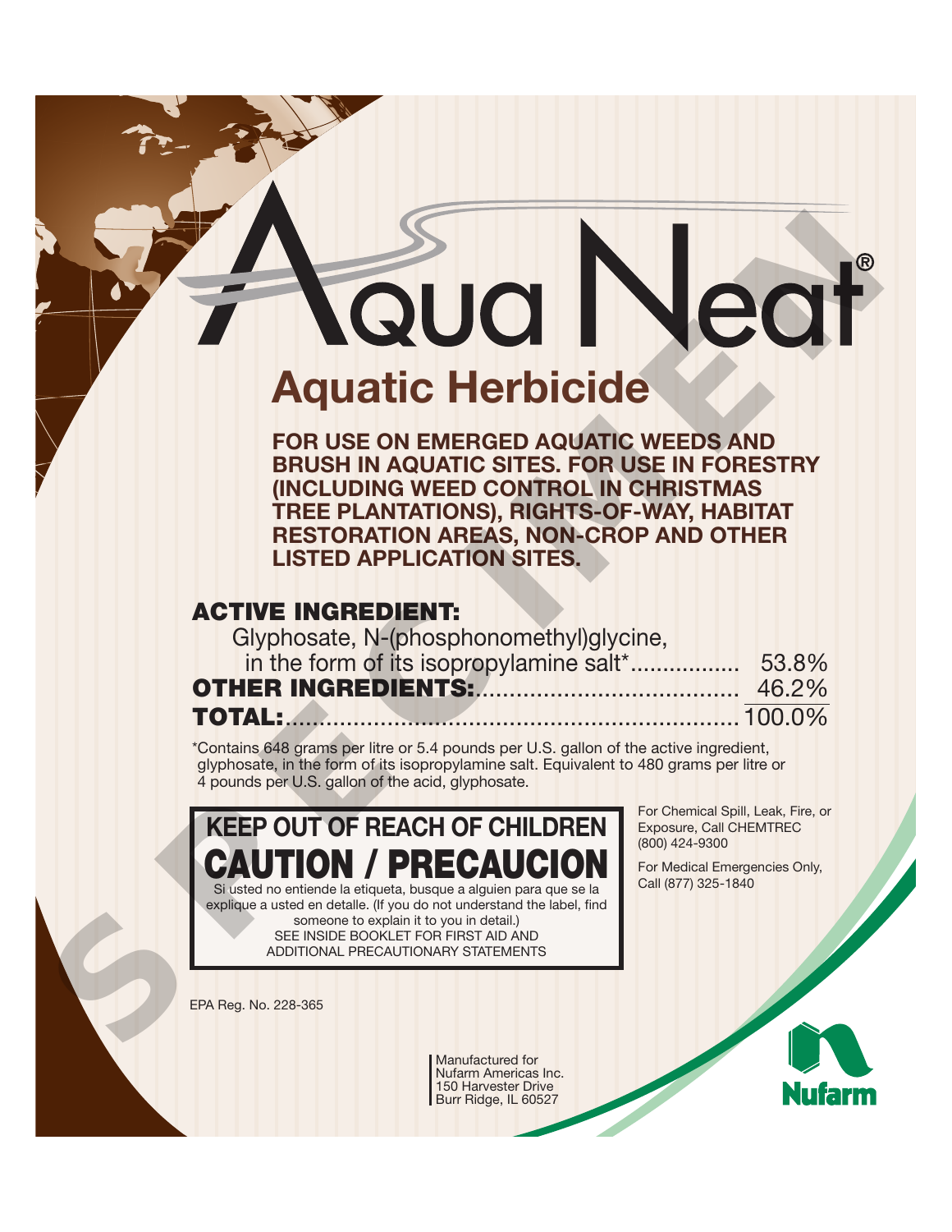# Aqua Neat®

## Aquatic Herbicide

**FOR USE ON EMERGED AQUATIC WEEDS AND BRUSH IN AQUATIC SITES. FOR USE IN FORESTRY (INCLUDING WEED CONTROL IN CHRISTMAS TREE PLANTATIONS), RIGHTS-OF-WAY, HABITAT RESTORATION AREAS, NON-CROP AND OTHER LISTED APPLICATION SITES.**

| | |
|---|---|
| **ACTIVE INGREDIENT:** | |
| Glyphosate, N-(phosphonomethyl)glycine, in the form of its isopropylamine salt* | 53.8% |
| **OTHER INGREDIENTS:** | 46.2% |
| **TOTAL:** | 100.0% |

*Contains 648 grams per litre or 5.4 pounds per U.S. gallon of the active ingredient, glyphosate, in the form of its isopropylamine salt. Equivalent to 480 grams per litre or 4 pounds per U.S. gallon of the acid, glyphosate.

**KEEP OUT OF REACH OF CHILDREN**

**CAUTION / PRECAUCION**

Si usted no entiende la etiqueta, busque a alguien para que se la explique a usted en detalle. (If you do not understand the label, find someone to explain it to you in detail.)

SEE INSIDE BOOKLET FOR FIRST AID AND ADDITIONAL PRECAUTIONARY STATEMENTS

For Chemical Spill, Leak, Fire, or Exposure, Call CHEMTREC (800) 424-9300

For Medical Emergencies Only, Call (877) 325-1840

EPA Reg. No. 228-365

Manufactured for
Nufarm Americas Inc.
150 Harvester Drive
Burr Ridge, IL 60527

Nufarm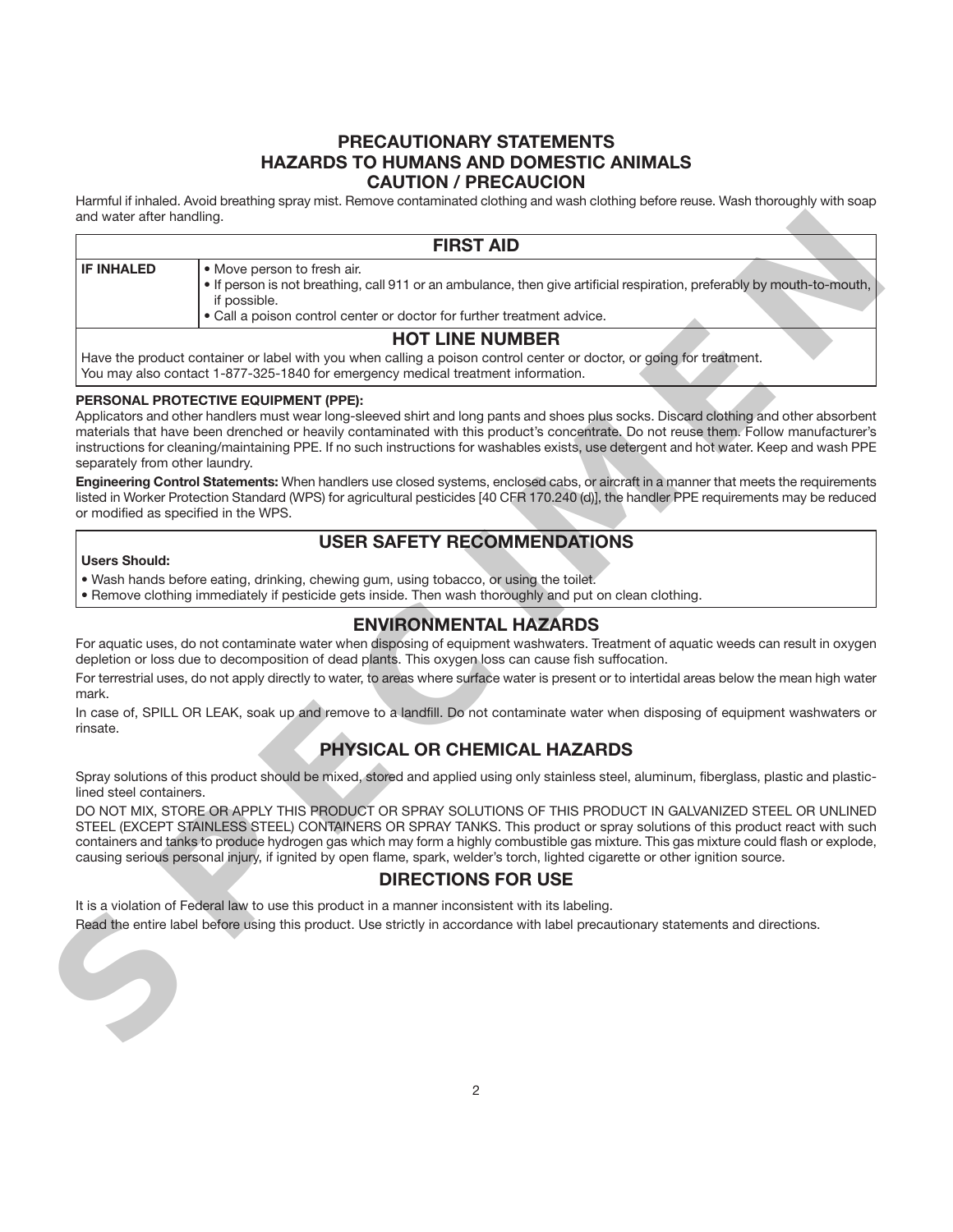# PRECAUTIONARY STATEMENTS
## HAZARDS TO HUMANS AND DOMESTIC ANIMALS
## CAUTION / PRECAUCION

Harmful if inhaled. Avoid breathing spray mist. Remove contaminated clothing and wash clothing before reuse. Wash thoroughly with soap and water after handling.

| FIRST AID | |
|---|---|
| **IF INHALED** | • Move person to fresh air.<br>• If person is not breathing, call 911 or an ambulance, then give artificial respiration, preferably by mouth-to-mouth, if possible.<br>• Call a poison control center or doctor for further treatment advice. |
| **HOT LINE NUMBER** | |
| Have the product container or label with you when calling a poison control center or doctor, or going for treatment. You may also contact 1-877-325-1840 for emergency medical treatment information. | |

**PERSONAL PROTECTIVE EQUIPMENT (PPE):**

Applicators and other handlers must wear long-sleeved shirt and long pants and shoes plus socks. Discard clothing and other absorbent materials that have been drenched or heavily contaminated with this product's concentrate. Do not reuse them. Follow manufacturer's instructions for cleaning/maintaining PPE. If no such instructions for washables exists, use detergent and hot water. Keep and wash PPE separately from other laundry.

**Engineering Control Statements:** When handlers use closed systems, enclosed cabs, or aircraft in a manner that meets the requirements listed in Worker Protection Standard (WPS) for agricultural pesticides [40 CFR 170.240 (d)], the handler PPE requirements may be reduced or modified as specified in the WPS.

## USER SAFETY RECOMMENDATIONS

**Users Should:**

- Wash hands before eating, drinking, chewing gum, using tobacco, or using the toilet.
- Remove clothing immediately if pesticide gets inside. Then wash thoroughly and put on clean clothing.

## ENVIRONMENTAL HAZARDS

For aquatic uses, do not contaminate water when disposing of equipment washwaters. Treatment of aquatic weeds can result in oxygen depletion or loss due to decomposition of dead plants. This oxygen loss can cause fish suffocation.

For terrestrial uses, do not apply directly to water, to areas where surface water is present or to intertidal areas below the mean high water mark.

In case of, SPILL OR LEAK, soak up and remove to a landfill. Do not contaminate water when disposing of equipment washwaters or rinsate.

## PHYSICAL OR CHEMICAL HAZARDS

Spray solutions of this product should be mixed, stored and applied using only stainless steel, aluminum, fiberglass, plastic and plastic-lined steel containers.

DO NOT MIX, STORE OR APPLY THIS PRODUCT OR SPRAY SOLUTIONS OF THIS PRODUCT IN GALVANIZED STEEL OR UNLINED STEEL (EXCEPT STAINLESS STEEL) CONTAINERS OR SPRAY TANKS. This product or spray solutions of this product react with such containers and tanks to produce hydrogen gas which may form a highly combustible gas mixture. This gas mixture could flash or explode, causing serious personal injury, if ignited by open flame, spark, welder's torch, lighted cigarette or other ignition source.

## DIRECTIONS FOR USE

It is a violation of Federal law to use this product in a manner inconsistent with its labeling.

Read the entire label before using this product. Use strictly in accordance with label precautionary statements and directions.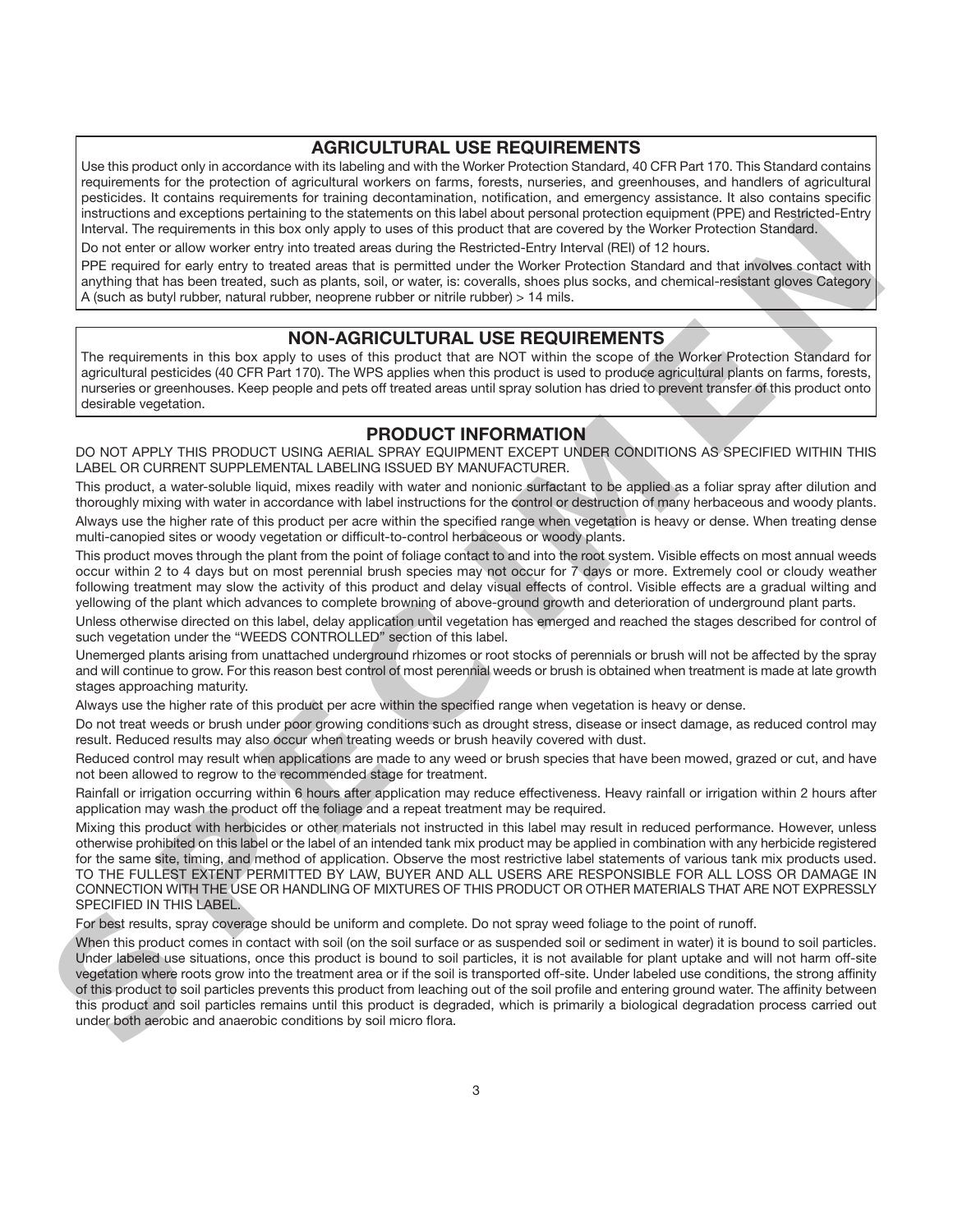## AGRICULTURAL USE REQUIREMENTS

Use this product only in accordance with its labeling and with the Worker Protection Standard, 40 CFR Part 170. This Standard contains requirements for the protection of agricultural workers on farms, forests, nurseries, and greenhouses, and handlers of agricultural pesticides. It contains requirements for training decontamination, notification, and emergency assistance. It also contains specific instructions and exceptions pertaining to the statements on this label about personal protection equipment (PPE) and Restricted-Entry Interval. The requirements in this box only apply to uses of this product that are covered by the Worker Protection Standard.

Do not enter or allow worker entry into treated areas during the Restricted-Entry Interval (REI) of 12 hours.

PPE required for early entry to treated areas that is permitted under the Worker Protection Standard and that involves contact with anything that has been treated, such as plants, soil, or water, is: coveralls, shoes plus socks, and chemical-resistant gloves Category A (such as butyl rubber, natural rubber, neoprene rubber or nitrile rubber) > 14 mils.

## NON-AGRICULTURAL USE REQUIREMENTS

The requirements in this box apply to uses of this product that are NOT within the scope of the Worker Protection Standard for agricultural pesticides (40 CFR Part 170). The WPS applies when this product is used to produce agricultural plants on farms, forests, nurseries or greenhouses. Keep people and pets off treated areas until spray solution has dried to prevent transfer of this product onto desirable vegetation.

## PRODUCT INFORMATION

DO NOT APPLY THIS PRODUCT USING AERIAL SPRAY EQUIPMENT EXCEPT UNDER CONDITIONS AS SPECIFIED WITHIN THIS LABEL OR CURRENT SUPPLEMENTAL LABELING ISSUED BY MANUFACTURER.

This product, a water-soluble liquid, mixes readily with water and nonionic surfactant to be applied as a foliar spray after dilution and thoroughly mixing with water in accordance with label instructions for the control or destruction of many herbaceous and woody plants.

Always use the higher rate of this product per acre within the specified range when vegetation is heavy or dense. When treating dense multi-canopied sites or woody vegetation or difficult-to-control herbaceous or woody plants.

This product moves through the plant from the point of foliage contact to and into the root system. Visible effects on most annual weeds occur within 2 to 4 days but on most perennial brush species may not occur for 7 days or more. Extremely cool or cloudy weather following treatment may slow the activity of this product and delay visual effects of control. Visible effects are a gradual wilting and yellowing of the plant which advances to complete browning of above-ground growth and deterioration of underground plant parts.

Unless otherwise directed on this label, delay application until vegetation has emerged and reached the stages described for control of such vegetation under the "WEEDS CONTROLLED" section of this label.

Unemerged plants arising from unattached underground rhizomes or root stocks of perennials or brush will not be affected by the spray and will continue to grow. For this reason best control of most perennial weeds or brush is obtained when treatment is made at late growth stages approaching maturity.

Always use the higher rate of this product per acre within the specified range when vegetation is heavy or dense.

Do not treat weeds or brush under poor growing conditions such as drought stress, disease or insect damage, as reduced control may result. Reduced results may also occur when treating weeds or brush heavily covered with dust.

Reduced control may result when applications are made to any weed or brush species that have been mowed, grazed or cut, and have not been allowed to regrow to the recommended stage for treatment.

Rainfall or irrigation occurring within 6 hours after application may reduce effectiveness. Heavy rainfall or irrigation within 2 hours after application may wash the product off the foliage and a repeat treatment may be required.

Mixing this product with herbicides or other materials not instructed in this label may result in reduced performance. However, unless otherwise prohibited on this label or the label of an intended tank mix product may be applied in combination with any herbicide registered for the same site, timing, and method of application. Observe the most restrictive label statements of various tank mix products used. TO THE FULLEST EXTENT PERMITTED BY LAW, BUYER AND ALL USERS ARE RESPONSIBLE FOR ALL LOSS OR DAMAGE IN CONNECTION WITH THE USE OR HANDLING OF MIXTURES OF THIS PRODUCT OR OTHER MATERIALS THAT ARE NOT EXPRESSLY SPECIFIED IN THIS LABEL.

For best results, spray coverage should be uniform and complete. Do not spray weed foliage to the point of runoff.

When this product comes in contact with soil (on the soil surface or as suspended soil or sediment in water) it is bound to soil particles. Under labeled use situations, once this product is bound to soil particles, it is not available for plant uptake and will not harm off-site vegetation where roots grow into the treatment area or if the soil is transported off-site. Under labeled use conditions, the strong affinity of this product to soil particles prevents this product from leaching out of the soil profile and entering ground water. The affinity between this product and soil particles remains until this product is degraded, which is primarily a biological degradation process carried out under both aerobic and anaerobic conditions by soil micro flora.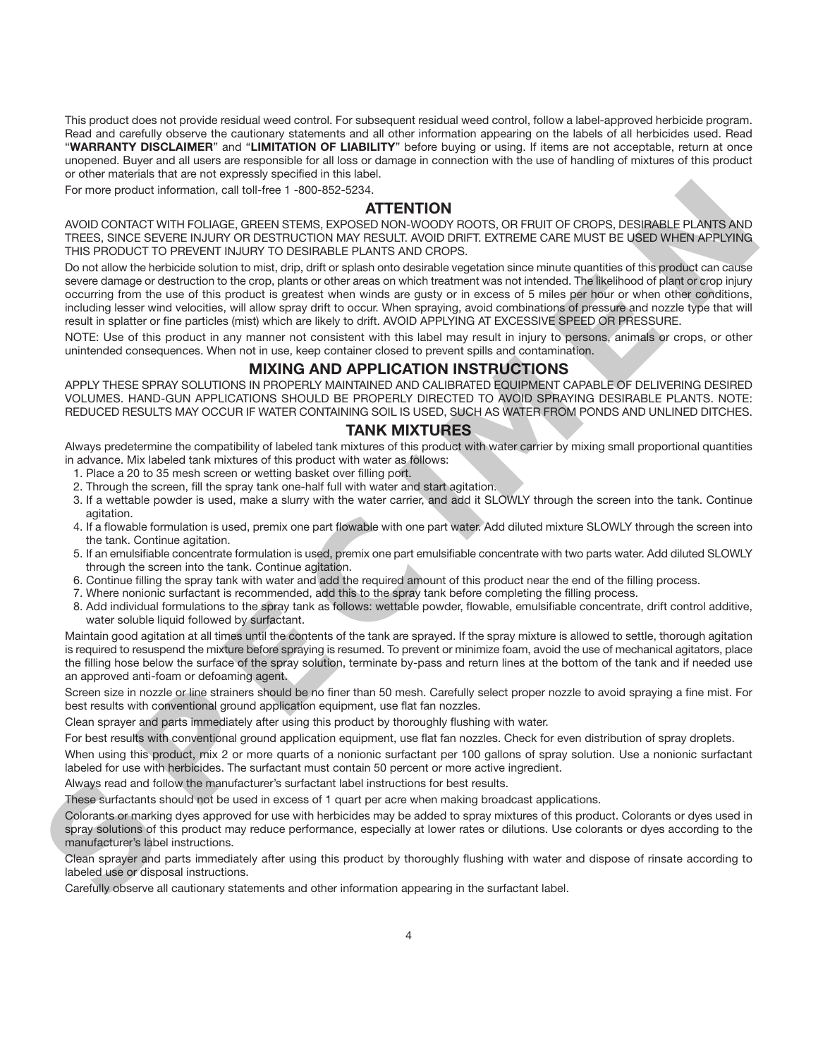This product does not provide residual weed control. For subsequent residual weed control, follow a label-approved herbicide program. Read and carefully observe the cautionary statements and all other information appearing on the labels of all herbicides used. Read "**WARRANTY DISCLAIMER**" and "**LIMITATION OF LIABILITY**" before buying or using. If items are not acceptable, return at once unopened. Buyer and all users are responsible for all loss or damage in connection with the use of handling of mixtures of this product or other materials that are not expressly specified in this label.

For more product information, call toll-free 1 -800-852-5234.

## ATTENTION

AVOID CONTACT WITH FOLIAGE, GREEN STEMS, EXPOSED NON-WOODY ROOTS, OR FRUIT OF CROPS, DESIRABLE PLANTS AND TREES, SINCE SEVERE INJURY OR DESTRUCTION MAY RESULT. AVOID DRIFT. EXTREME CARE MUST BE USED WHEN APPLYING THIS PRODUCT TO PREVENT INJURY TO DESIRABLE PLANTS AND CROPS.

Do not allow the herbicide solution to mist, drip, drift or splash onto desirable vegetation since minute quantities of this product can cause severe damage or destruction to the crop, plants or other areas on which treatment was not intended. The likelihood of plant or crop injury occurring from the use of this product is greatest when winds are gusty or in excess of 5 miles per hour or when other conditions, including lesser wind velocities, will allow spray drift to occur. When spraying, avoid combinations of pressure and nozzle type that will result in splatter or fine particles (mist) which are likely to drift. AVOID APPLYING AT EXCESSIVE SPEED OR PRESSURE.

NOTE: Use of this product in any manner not consistent with this label may result in injury to persons, animals or crops, or other unintended consequences. When not in use, keep container closed to prevent spills and contamination.

## MIXING AND APPLICATION INSTRUCTIONS

APPLY THESE SPRAY SOLUTIONS IN PROPERLY MAINTAINED AND CALIBRATED EQUIPMENT CAPABLE OF DELIVERING DESIRED VOLUMES. HAND-GUN APPLICATIONS SHOULD BE PROPERLY DIRECTED TO AVOID SPRAYING DESIRABLE PLANTS. NOTE: REDUCED RESULTS MAY OCCUR IF WATER CONTAINING SOIL IS USED, SUCH AS WATER FROM PONDS AND UNLINED DITCHES.

## TANK MIXTURES

Always predetermine the compatibility of labeled tank mixtures of this product with water carrier by mixing small proportional quantities in advance. Mix labeled tank mixtures of this product with water as follows:

1. Place a 20 to 35 mesh screen or wetting basket over filling port.
2. Through the screen, fill the spray tank one-half full with water and start agitation.
3. If a wettable powder is used, make a slurry with the water carrier, and add it SLOWLY through the screen into the tank. Continue agitation.
4. If a flowable formulation is used, premix one part flowable with one part water. Add diluted mixture SLOWLY through the screen into the tank. Continue agitation.
5. If an emulsifiable concentrate formulation is used, premix one part emulsifiable concentrate with two parts water. Add diluted SLOWLY through the screen into the tank. Continue agitation.
6. Continue filling the spray tank with water and add the required amount of this product near the end of the filling process.
7. Where nonionic surfactant is recommended, add this to the spray tank before completing the filling process.
8. Add individual formulations to the spray tank as follows: wettable powder, flowable, emulsifiable concentrate, drift control additive, water soluble liquid followed by surfactant.

Maintain good agitation at all times until the contents of the tank are sprayed. If the spray mixture is allowed to settle, thorough agitation is required to resuspend the mixture before spraying is resumed. To prevent or minimize foam, avoid the use of mechanical agitators, place the filling hose below the surface of the spray solution, terminate by-pass and return lines at the bottom of the tank and if needed use an approved anti-foam or defoaming agent.

Screen size in nozzle or line strainers should be no finer than 50 mesh. Carefully select proper nozzle to avoid spraying a fine mist. For best results with conventional ground application equipment, use flat fan nozzles.

Clean sprayer and parts immediately after using this product by thoroughly flushing with water.

For best results with conventional ground application equipment, use flat fan nozzles. Check for even distribution of spray droplets.

When using this product, mix 2 or more quarts of a nonionic surfactant per 100 gallons of spray solution. Use a nonionic surfactant labeled for use with herbicides. The surfactant must contain 50 percent or more active ingredient.

Always read and follow the manufacturer's surfactant label instructions for best results.

These surfactants should not be used in excess of 1 quart per acre when making broadcast applications.

Colorants or marking dyes approved for use with herbicides may be added to spray mixtures of this product. Colorants or dyes used in spray solutions of this product may reduce performance, especially at lower rates or dilutions. Use colorants or dyes according to the manufacturer's label instructions.

Clean sprayer and parts immediately after using this product by thoroughly flushing with water and dispose of rinsate according to labeled use or disposal instructions.

Carefully observe all cautionary statements and other information appearing in the surfactant label.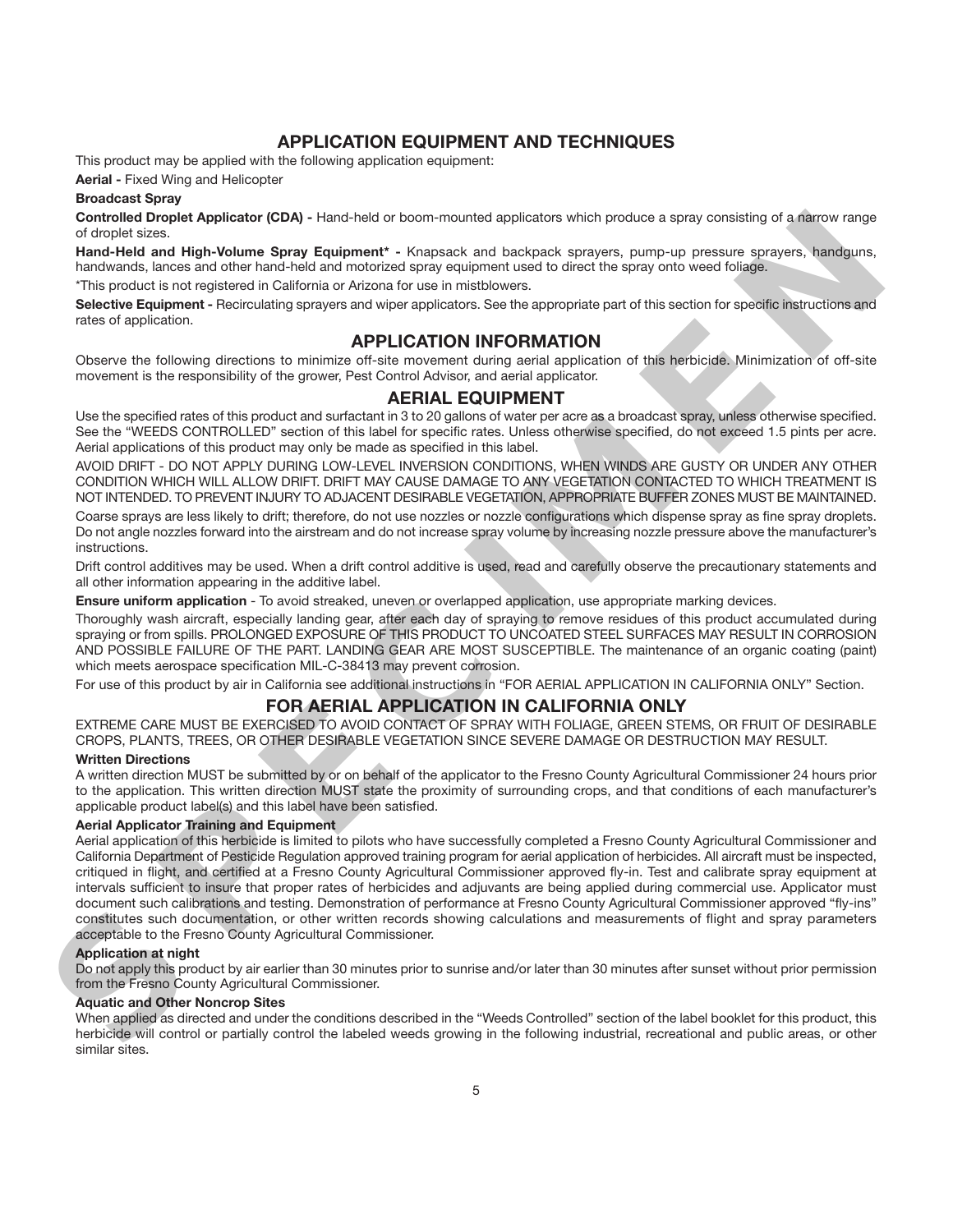## APPLICATION EQUIPMENT AND TECHNIQUES

This product may be applied with the following application equipment:

**Aerial -** Fixed Wing and Helicopter

**Broadcast Spray**

**Controlled Droplet Applicator (CDA) -** Hand-held or boom-mounted applicators which produce a spray consisting of a narrow range of droplet sizes.

**Hand-Held and High-Volume Spray Equipment* -** Knapsack and backpack sprayers, pump-up pressure sprayers, handguns, handwands, lances and other hand-held and motorized spray equipment used to direct the spray onto weed foliage.

*This product is not registered in California or Arizona for use in mistblowers.

**Selective Equipment -** Recirculating sprayers and wiper applicators. See the appropriate part of this section for specific instructions and rates of application.

## APPLICATION INFORMATION

Observe the following directions to minimize off-site movement during aerial application of this herbicide. Minimization of off-site movement is the responsibility of the grower, Pest Control Advisor, and aerial applicator.

## AERIAL EQUIPMENT

Use the specified rates of this product and surfactant in 3 to 20 gallons of water per acre as a broadcast spray, unless otherwise specified. See the "WEEDS CONTROLLED" section of this label for specific rates. Unless otherwise specified, do not exceed 1.5 pints per acre. Aerial applications of this product may only be made as specified in this label.

AVOID DRIFT - DO NOT APPLY DURING LOW-LEVEL INVERSION CONDITIONS, WHEN WINDS ARE GUSTY OR UNDER ANY OTHER CONDITION WHICH WILL ALLOW DRIFT. DRIFT MAY CAUSE DAMAGE TO ANY VEGETATION CONTACTED TO WHICH TREATMENT IS NOT INTENDED. TO PREVENT INJURY TO ADJACENT DESIRABLE VEGETATION, APPROPRIATE BUFFER ZONES MUST BE MAINTAINED.

Coarse sprays are less likely to drift; therefore, do not use nozzles or nozzle configurations which dispense spray as fine spray droplets. Do not angle nozzles forward into the airstream and do not increase spray volume by increasing nozzle pressure above the manufacturer's instructions.

Drift control additives may be used. When a drift control additive is used, read and carefully observe the precautionary statements and all other information appearing in the additive label.

**Ensure uniform application** - To avoid streaked, uneven or overlapped application, use appropriate marking devices.

Thoroughly wash aircraft, especially landing gear, after each day of spraying to remove residues of this product accumulated during spraying or from spills. PROLONGED EXPOSURE OF THIS PRODUCT TO UNCOATED STEEL SURFACES MAY RESULT IN CORROSION AND POSSIBLE FAILURE OF THE PART. LANDING GEAR ARE MOST SUSCEPTIBLE. The maintenance of an organic coating (paint) which meets aerospace specification MIL-C-38413 may prevent corrosion.

For use of this product by air in California see additional instructions in "FOR AERIAL APPLICATION IN CALIFORNIA ONLY" Section.

## FOR AERIAL APPLICATION IN CALIFORNIA ONLY

EXTREME CARE MUST BE EXERCISED TO AVOID CONTACT OF SPRAY WITH FOLIAGE, GREEN STEMS, OR FRUIT OF DESIRABLE CROPS, PLANTS, TREES, OR OTHER DESIRABLE VEGETATION SINCE SEVERE DAMAGE OR DESTRUCTION MAY RESULT.

**Written Directions**

A written direction MUST be submitted by or on behalf of the applicator to the Fresno County Agricultural Commissioner 24 hours prior to the application. This written direction MUST state the proximity of surrounding crops, and that conditions of each manufacturer's applicable product label(s) and this label have been satisfied.

**Aerial Applicator Training and Equipment**

Aerial application of this herbicide is limited to pilots who have successfully completed a Fresno County Agricultural Commissioner and California Department of Pesticide Regulation approved training program for aerial application of herbicides. All aircraft must be inspected, critiqued in flight, and certified at a Fresno County Agricultural Commissioner approved fly-in. Test and calibrate spray equipment at intervals sufficient to insure that proper rates of herbicides and adjuvants are being applied during commercial use. Applicator must document such calibrations and testing. Demonstration of performance at Fresno County Agricultural Commissioner approved "fly-ins" constitutes such documentation, or other written records showing calculations and measurements of flight and spray parameters acceptable to the Fresno County Agricultural Commissioner.

**Application at night**

Do not apply this product by air earlier than 30 minutes prior to sunrise and/or later than 30 minutes after sunset without prior permission from the Fresno County Agricultural Commissioner.

**Aquatic and Other Noncrop Sites**

When applied as directed and under the conditions described in the "Weeds Controlled" section of the label booklet for this product, this herbicide will control or partially control the labeled weeds growing in the following industrial, recreational and public areas, or other similar sites.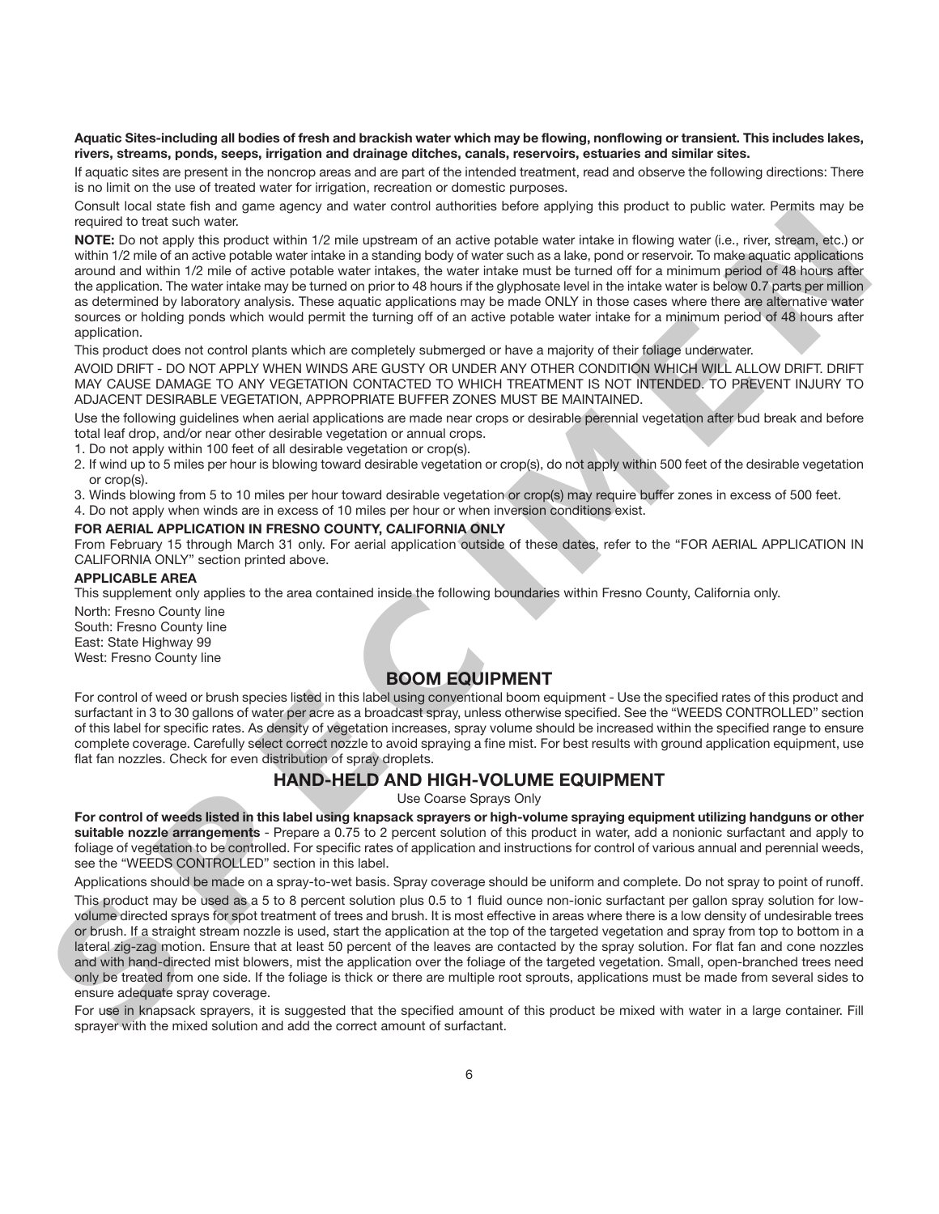**Aquatic Sites-including all bodies of fresh and brackish water which may be flowing, nonflowing or transient. This includes lakes, rivers, streams, ponds, seeps, irrigation and drainage ditches, canals, reservoirs, estuaries and similar sites.**

If aquatic sites are present in the noncrop areas and are part of the intended treatment, read and observe the following directions: There is no limit on the use of treated water for irrigation, recreation or domestic purposes.

Consult local state fish and game agency and water control authorities before applying this product to public water. Permits may be required to treat such water.

**NOTE:** Do not apply this product within 1/2 mile upstream of an active potable water intake in flowing water (i.e., river, stream, etc.) or within 1/2 mile of an active potable water intake in a standing body of water such as a lake, pond or reservoir. To make aquatic applications around and within 1/2 mile of active potable water intakes, the water intake must be turned off for a minimum period of 48 hours after the application. The water intake may be turned on prior to 48 hours if the glyphosate level in the intake water is below 0.7 parts per million as determined by laboratory analysis. These aquatic applications may be made ONLY in those cases where there are alternative water sources or holding ponds which would permit the turning off of an active potable water intake for a minimum period of 48 hours after application.

This product does not control plants which are completely submerged or have a majority of their foliage underwater.

AVOID DRIFT - DO NOT APPLY WHEN WINDS ARE GUSTY OR UNDER ANY OTHER CONDITION WHICH WILL ALLOW DRIFT. DRIFT MAY CAUSE DAMAGE TO ANY VEGETATION CONTACTED TO WHICH TREATMENT IS NOT INTENDED. TO PREVENT INJURY TO ADJACENT DESIRABLE VEGETATION, APPROPRIATE BUFFER ZONES MUST BE MAINTAINED.

Use the following guidelines when aerial applications are made near crops or desirable perennial vegetation after bud break and before total leaf drop, and/or near other desirable vegetation or annual crops.

1. Do not apply within 100 feet of all desirable vegetation or crop(s).
2. If wind up to 5 miles per hour is blowing toward desirable vegetation or crop(s), do not apply within 500 feet of the desirable vegetation or crop(s).
3. Winds blowing from 5 to 10 miles per hour toward desirable vegetation or crop(s) may require buffer zones in excess of 500 feet.
4. Do not apply when winds are in excess of 10 miles per hour or when inversion conditions exist.

**FOR AERIAL APPLICATION IN FRESNO COUNTY, CALIFORNIA ONLY**

From February 15 through March 31 only. For aerial application outside of these dates, refer to the "FOR AERIAL APPLICATION IN CALIFORNIA ONLY" section printed above.

**APPLICABLE AREA**

This supplement only applies to the area contained inside the following boundaries within Fresno County, California only.

North: Fresno County line
South: Fresno County line
East: State Highway 99
West: Fresno County line

## BOOM EQUIPMENT

For control of weed or brush species listed in this label using conventional boom equipment - Use the specified rates of this product and surfactant in 3 to 30 gallons of water per acre as a broadcast spray, unless otherwise specified. See the "WEEDS CONTROLLED" section of this label for specific rates. As density of vegetation increases, spray volume should be increased within the specified range to ensure complete coverage. Carefully select correct nozzle to avoid spraying a fine mist. For best results with ground application equipment, use flat fan nozzles. Check for even distribution of spray droplets.

## HAND-HELD AND HIGH-VOLUME EQUIPMENT

Use Coarse Sprays Only

**For control of weeds listed in this label using knapsack sprayers or high-volume spraying equipment utilizing handguns or other suitable nozzle arrangements** - Prepare a 0.75 to 2 percent solution of this product in water, add a nonionic surfactant and apply to foliage of vegetation to be controlled. For specific rates of application and instructions for control of various annual and perennial weeds, see the "WEEDS CONTROLLED" section in this label.

Applications should be made on a spray-to-wet basis. Spray coverage should be uniform and complete. Do not spray to point of runoff.

This product may be used as a 5 to 8 percent solution plus 0.5 to 1 fluid ounce non-ionic surfactant per gallon spray solution for low-volume directed sprays for spot treatment of trees and brush. It is most effective in areas where there is a low density of undesirable trees or brush. If a straight stream nozzle is used, start the application at the top of the targeted vegetation and spray from top to bottom in a lateral zig-zag motion. Ensure that at least 50 percent of the leaves are contacted by the spray solution. For flat fan and cone nozzles and with hand-directed mist blowers, mist the application over the foliage of the targeted vegetation. Small, open-branched trees need only be treated from one side. If the foliage is thick or there are multiple root sprouts, applications must be made from several sides to ensure adequate spray coverage.

For use in knapsack sprayers, it is suggested that the specified amount of this product be mixed with water in a large container. Fill sprayer with the mixed solution and add the correct amount of surfactant.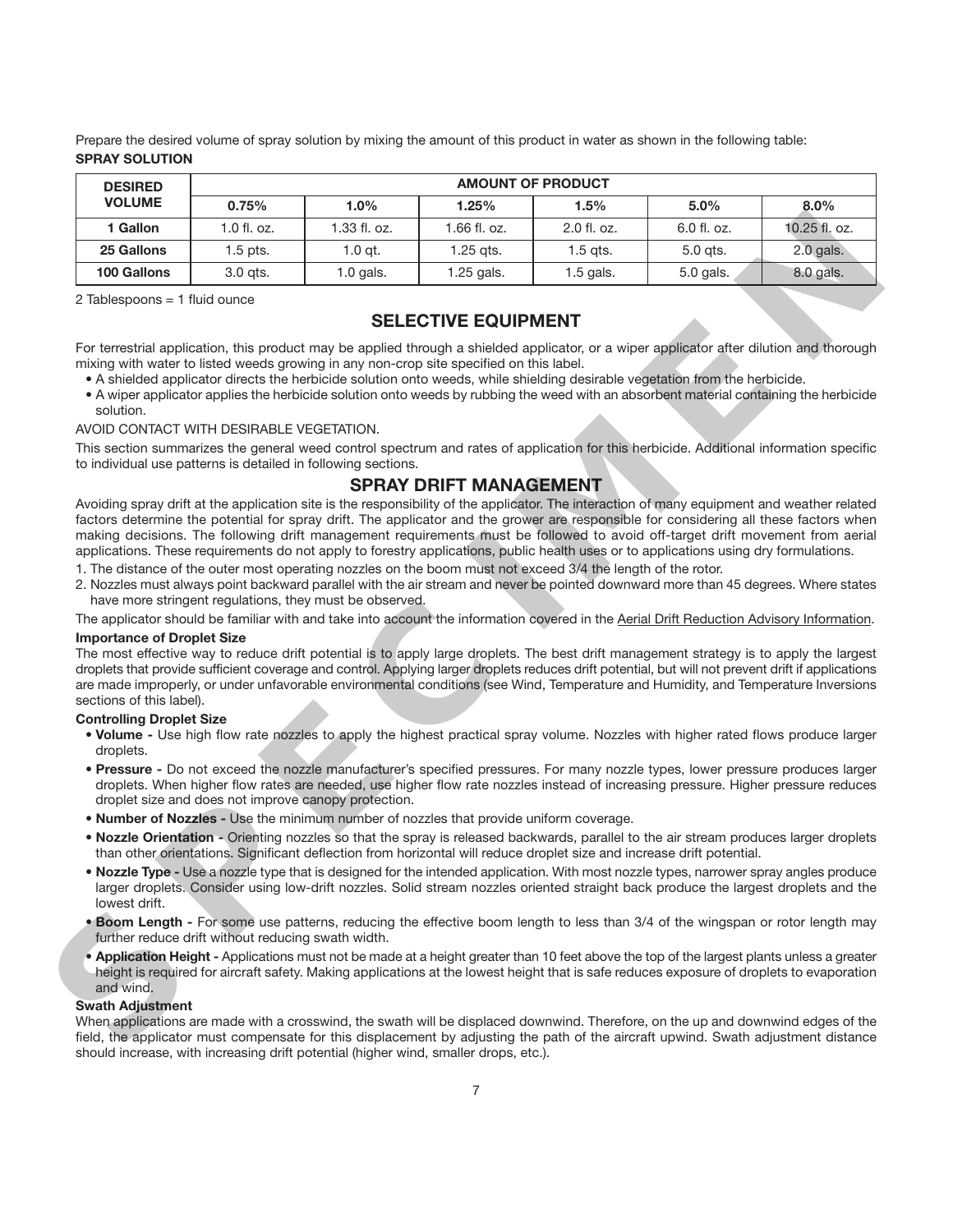Prepare the desired volume of spray solution by mixing the amount of this product in water as shown in the following table:

**SPRAY SOLUTION**

| DESIRED VOLUME | AMOUNT OF PRODUCT | | | | | |
|---|---|---|---|---|---|---|
| | 0.75% | 1.0% | 1.25% | 1.5% | 5.0% | 8.0% |
| 1 Gallon | 1.0 fl. oz. | 1.33 fl. oz. | 1.66 fl. oz. | 2.0 fl. oz. | 6.0 fl. oz. | 10.25 fl. oz. |
| 25 Gallons | 1.5 pts. | 1.0 qt. | 1.25 qts. | 1.5 qts. | 5.0 qts. | 2.0 gals. |
| 100 Gallons | 3.0 qts. | 1.0 gals. | 1.25 gals. | 1.5 gals. | 5.0 gals. | 8.0 gals. |

2 Tablespoons = 1 fluid ounce

## SELECTIVE EQUIPMENT

For terrestrial application, this product may be applied through a shielded applicator, or a wiper applicator after dilution and thorough mixing with water to listed weeds growing in any non-crop site specified on this label.

- A shielded applicator directs the herbicide solution onto weeds, while shielding desirable vegetation from the herbicide.
- A wiper applicator applies the herbicide solution onto weeds by rubbing the weed with an absorbent material containing the herbicide solution.

AVOID CONTACT WITH DESIRABLE VEGETATION.

This section summarizes the general weed control spectrum and rates of application for this herbicide. Additional information specific to individual use patterns is detailed in following sections.

## SPRAY DRIFT MANAGEMENT

Avoiding spray drift at the application site is the responsibility of the applicator. The interaction of many equipment and weather related factors determine the potential for spray drift. The applicator and the grower are responsible for considering all these factors when making decisions. The following drift management requirements must be followed to avoid off-target drift movement from aerial applications. These requirements do not apply to forestry applications, public health uses or to applications using dry formulations.

1. The distance of the outer most operating nozzles on the boom must not exceed 3/4 the length of the rotor.
2. Nozzles must always point backward parallel with the air stream and never be pointed downward more than 45 degrees. Where states have more stringent regulations, they must be observed.

The applicator should be familiar with and take into account the information covered in the Aerial Drift Reduction Advisory Information.

**Importance of Droplet Size**

The most effective way to reduce drift potential is to apply large droplets. The best drift management strategy is to apply the largest droplets that provide sufficient coverage and control. Applying larger droplets reduces drift potential, but will not prevent drift if applications are made improperly, or under unfavorable environmental conditions (see Wind, Temperature and Humidity, and Temperature Inversions sections of this label).

**Controlling Droplet Size**

- **Volume -** Use high flow rate nozzles to apply the highest practical spray volume. Nozzles with higher rated flows produce larger droplets.
- **Pressure -** Do not exceed the nozzle manufacturer's specified pressures. For many nozzle types, lower pressure produces larger droplets. When higher flow rates are needed, use higher flow rate nozzles instead of increasing pressure. Higher pressure reduces droplet size and does not improve canopy protection.
- **Number of Nozzles -** Use the minimum number of nozzles that provide uniform coverage.
- **Nozzle Orientation -** Orienting nozzles so that the spray is released backwards, parallel to the air stream produces larger droplets than other orientations. Significant deflection from horizontal will reduce droplet size and increase drift potential.
- **Nozzle Type -** Use a nozzle type that is designed for the intended application. With most nozzle types, narrower spray angles produce larger droplets. Consider using low-drift nozzles. Solid stream nozzles oriented straight back produce the largest droplets and the lowest drift.
- **Boom Length -** For some use patterns, reducing the effective boom length to less than 3/4 of the wingspan or rotor length may further reduce drift without reducing swath width.
- **Application Height -** Applications must not be made at a height greater than 10 feet above the top of the largest plants unless a greater height is required for aircraft safety. Making applications at the lowest height that is safe reduces exposure of droplets to evaporation and wind.

**Swath Adjustment**

When applications are made with a crosswind, the swath will be displaced downwind. Therefore, on the up and downwind edges of the field, the applicator must compensate for this displacement by adjusting the path of the aircraft upwind. Swath adjustment distance should increase, with increasing drift potential (higher wind, smaller drops, etc.).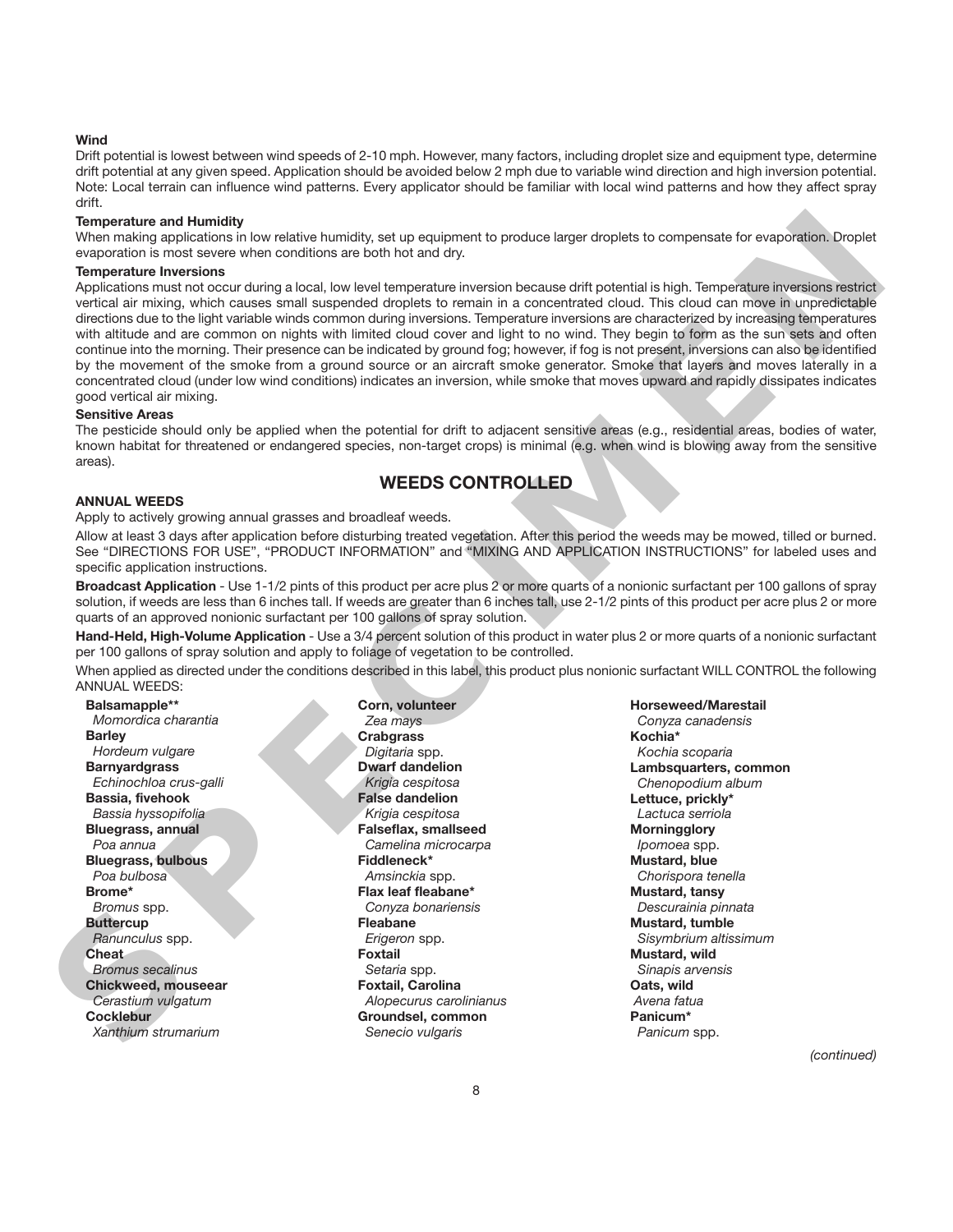**Wind**

Drift potential is lowest between wind speeds of 2-10 mph. However, many factors, including droplet size and equipment type, determine drift potential at any given speed. Application should be avoided below 2 mph due to variable wind direction and high inversion potential. Note: Local terrain can influence wind patterns. Every applicator should be familiar with local wind patterns and how they affect spray drift.

**Temperature and Humidity**

When making applications in low relative humidity, set up equipment to produce larger droplets to compensate for evaporation. Droplet evaporation is most severe when conditions are both hot and dry.

**Temperature Inversions**

Applications must not occur during a local, low level temperature inversion because drift potential is high. Temperature inversions restrict vertical air mixing, which causes small suspended droplets to remain in a concentrated cloud. This cloud can move in unpredictable directions due to the light variable winds common during inversions. Temperature inversions are characterized by increasing temperatures with altitude and are common on nights with limited cloud cover and light to no wind. They begin to form as the sun sets and often continue into the morning. Their presence can be indicated by ground fog; however, if fog is not present, inversions can also be identified by the movement of the smoke from a ground source or an aircraft smoke generator. Smoke that layers and moves laterally in a concentrated cloud (under low wind conditions) indicates an inversion, while smoke that moves upward and rapidly dissipates indicates good vertical air mixing.

**Sensitive Areas**

The pesticide should only be applied when the potential for drift to adjacent sensitive areas (e.g., residential areas, bodies of water, known habitat for threatened or endangered species, non-target crops) is minimal (e.g. when wind is blowing away from the sensitive areas).

## WEEDS CONTROLLED

**ANNUAL WEEDS**

Apply to actively growing annual grasses and broadleaf weeds.

Allow at least 3 days after application before disturbing treated vegetation. After this period the weeds may be mowed, tilled or burned. See "DIRECTIONS FOR USE", "PRODUCT INFORMATION" and "MIXING AND APPLICATION INSTRUCTIONS" for labeled uses and specific application instructions.

**Broadcast Application** - Use 1-1/2 pints of this product per acre plus 2 or more quarts of a nonionic surfactant per 100 gallons of spray solution, if weeds are less than 6 inches tall. If weeds are greater than 6 inches tall, use 2-1/2 pints of this product per acre plus 2 or more quarts of an approved nonionic surfactant per 100 gallons of spray solution.

**Hand-Held, High-Volume Application** - Use a 3/4 percent solution of this product in water plus 2 or more quarts of a nonionic surfactant per 100 gallons of spray solution and apply to foliage of vegetation to be controlled.

When applied as directed under the conditions described in this label, this product plus nonionic surfactant WILL CONTROL the following ANNUAL WEEDS:

**Balsamapple**** – *Momordica charantia*
**Barley** – *Hordeum vulgare*
**Barnyardgrass** – *Echinochloa crus-galli*
**Bassia, fivehook** – *Bassia hyssopifolia*
**Bluegrass, annual** – *Poa annua*
**Bluegrass, bulbous** – *Poa bulbosa*
**Brome*** – *Bromus* spp.
**Buttercup** – *Ranunculus* spp.
**Cheat** – *Bromus secalinus*
**Chickweed, mouseear** – *Cerastium vulgatum*
**Cocklebur** – *Xanthium strumarium*
**Corn, volunteer** – *Zea mays*
**Crabgrass** – *Digitaria* spp.
**Dwarf dandelion** – *Krigia cespitosa*
**False dandelion** – *Krigia cespitosa*
**Falseflax, smallseed** – *Camelina microcarpa*
**Fiddleneck*** – *Amsinckia* spp.
**Flax leaf fleabane*** – *Conyza bonariensis*
**Fleabane** – *Erigeron* spp.
**Foxtail** – *Setaria* spp.
**Foxtail, Carolina** – *Alopecurus carolinianus*
**Groundsel, common** – *Senecio vulgaris*
**Horseweed/Marestail** – *Conyza canadensis*
**Kochia*** – *Kochia scoparia*
**Lambsquarters, common** – *Chenopodium album*
**Lettuce, prickly*** – *Lactuca serriola*
**Morningglory** – *Ipomoea* spp.
**Mustard, blue** – *Chorispora tenella*
**Mustard, tansy** – *Descurainia pinnata*
**Mustard, tumble** – *Sisymbrium altissimum*
**Mustard, wild** – *Sinapis arvensis*
**Oats, wild** – *Avena fatua*
**Panicum*** – *Panicum* spp.

*(continued)*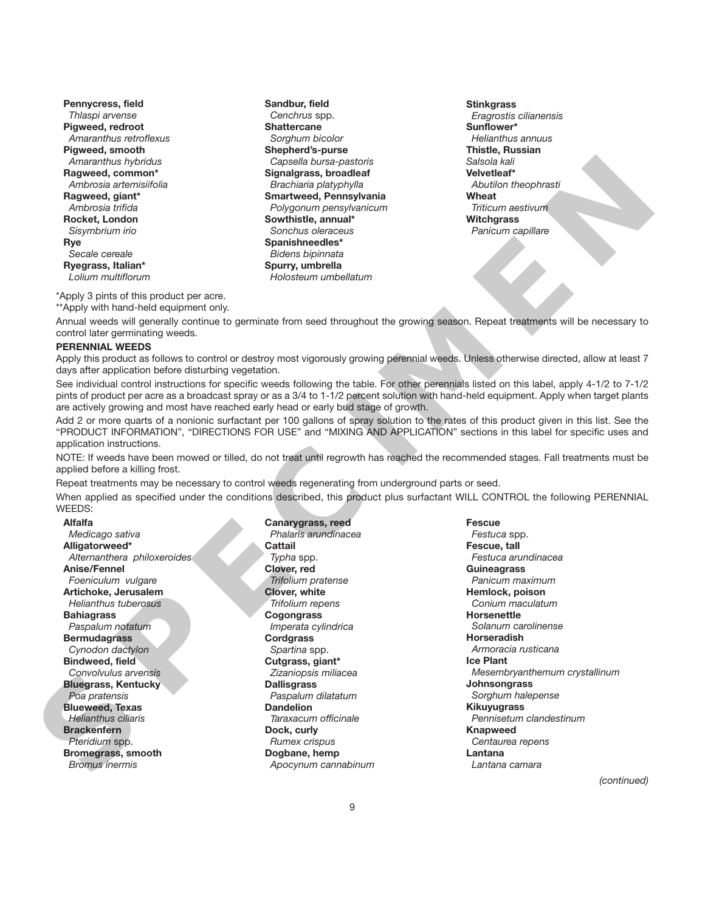**Pennycress, field**
*Thlaspi arvense*
**Pigweed, redroot**
*Amaranthus retroflexus*
**Pigweed, smooth**
*Amaranthus hybridus*
**Ragweed, common***
*Ambrosia artemisiifolia*
**Ragweed, giant***
*Ambrosia trifida*
**Rocket, London**
*Sisymbrium irio*
**Rye**
*Secale cereale*
**Ryegrass, Italian***
*Lolium multiflorum*
**Sandbur, field**
*Cenchrus* spp.
**Shattercane**
*Sorghum bicolor*
**Shepherd's-purse**
*Capsella bursa-pastoris*
**Signalgrass, broadleaf**
*Brachiaria platyphylla*
**Smartweed, Pennsylvania**
*Polygonum pensylvanicum*
**Sowthistle, annual***
*Sonchus oleraceus*
**Spanishneedles***
*Bidens bipinnata*
**Spurry, umbrella**
*Holosteum umbellatum*
**Stinkgrass**
*Eragrostis cilianensis*
**Sunflower***
*Helianthus annuus*
**Thistle, Russian**
*Salsola kali*
**Velvetleaf***
*Abutilon theophrasti*
**Wheat**
*Triticum aestivum*
**Witchgrass**
*Panicum capillare*

*Apply 3 pints of this product per acre.
**Apply with hand-held equipment only.

Annual weeds will generally continue to germinate from seed throughout the growing season. Repeat treatments will be necessary to control later germinating weeds.

**PERENNIAL WEEDS**

Apply this product as follows to control or destroy most vigorously growing perennial weeds. Unless otherwise directed, allow at least 7 days after application before disturbing vegetation.

See individual control instructions for specific weeds following the table. For other perennials listed on this label, apply 4-1/2 to 7-1/2 pints of product per acre as a broadcast spray or as a 3/4 to 1-1/2 percent solution with hand-held equipment. Apply when target plants are actively growing and most have reached early head or early bud stage of growth.

Add 2 or more quarts of a nonionic surfactant per 100 gallons of spray solution to the rates of this product given in this list. See the "PRODUCT INFORMATION", "DIRECTIONS FOR USE" and "MIXING AND APPLICATION" sections in this label for specific uses and application instructions.

NOTE: If weeds have been mowed or tilled, do not treat until regrowth has reached the recommended stages. Fall treatments must be applied before a killing frost.

Repeat treatments may be necessary to control weeds regenerating from underground parts or seed.

When applied as specified under the conditions described, this product plus surfactant WILL CONTROL the following PERENNIAL WEEDS:

**Alfalfa**
*Medicago sativa*
**Alligatorweed***
*Alternanthera philoxeroides*
**Anise/Fennel**
*Foeniculum vulgare*
**Artichoke, Jerusalem**
*Helianthus tuberosus*
**Bahiagrass**
*Paspalum notatum*
**Bermudagrass**
*Cynodon dactylon*
**Bindweed, field**
*Convolvulus arvensis*
**Bluegrass, Kentucky**
*Poa pratensis*
**Blueweed, Texas**
*Helianthus ciliaris*
**Brackenfern**
*Pteridium* spp.
**Bromegrass, smooth**
*Bromus inermis*
**Canarygrass, reed**
*Phalaris arundinacea*
**Cattail**
*Typha* spp.
**Clover, red**
*Trifolium pratense*
**Clover, white**
*Trifolium repens*
**Cogongrass**
*Imperata cylindrica*
**Cordgrass**
*Spartina* spp.
**Cutgrass, giant***
*Zizaniopsis miliacea*
**Dallisgrass**
*Paspalum dilatatum*
**Dandelion**
*Taraxacum officinale*
**Dock, curly**
*Rumex crispus*
**Dogbane, hemp**
*Apocynum cannabinum*
**Fescue**
*Festuca* spp.
**Fescue, tall**
*Festuca arundinacea*
**Guineagrass**
*Panicum maximum*
**Hemlock, poison**
*Conium maculatum*
**Horsenettle**
*Solanum carolinense*
**Horseradish**
*Armoracia rusticana*
**Ice Plant**
*Mesembryanthemum crystallinum*
**Johnsongrass**
*Sorghum halepense*
**Kikuyugrass**
*Pennisetum clandestinum*
**Knapweed**
*Centaurea repens*
**Lantana**
*Lantana camara*

*(continued)*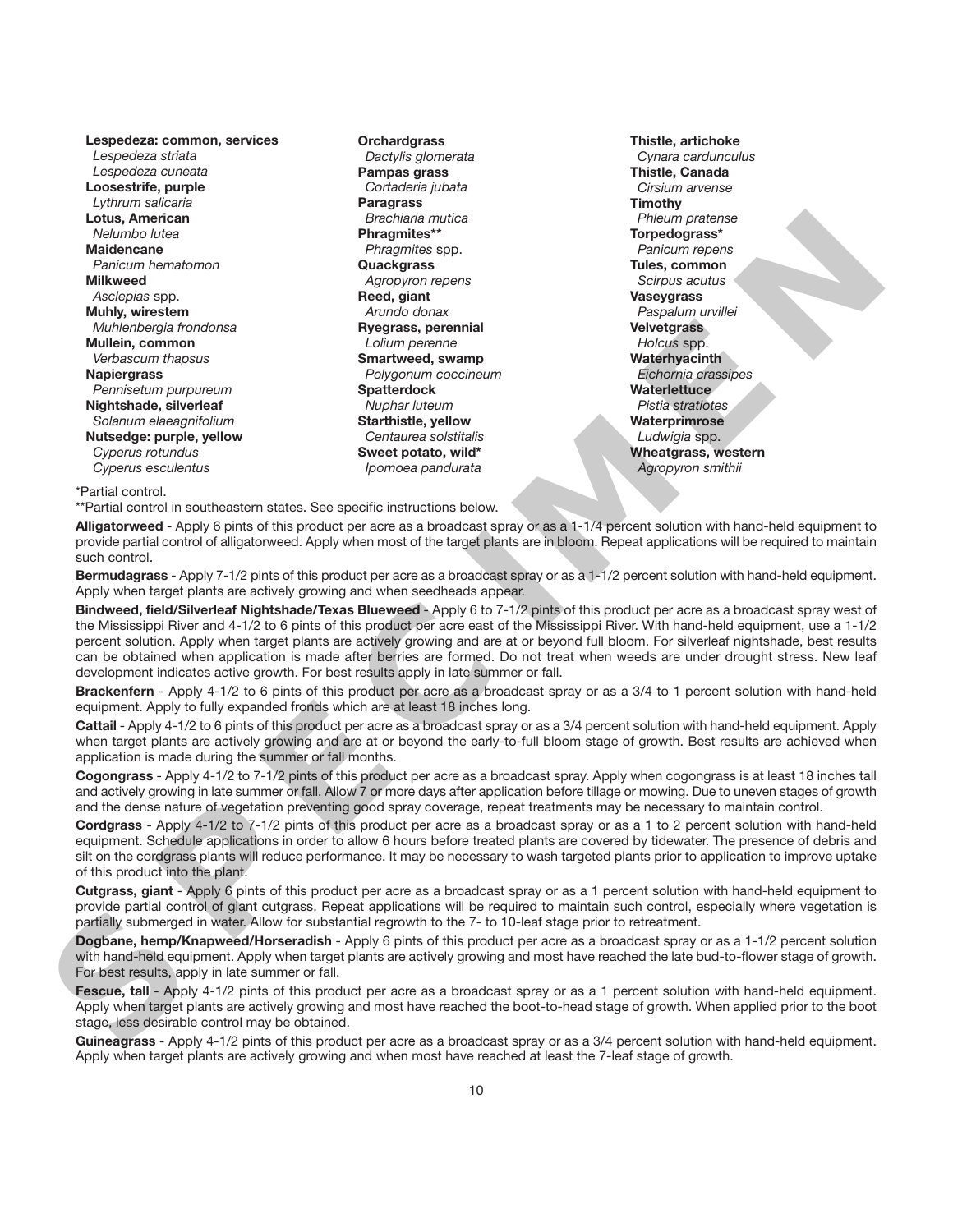**Lespedeza: common, services**
*Lespedeza striata*
*Lespedeza cuneata*
**Loosestrife, purple**
*Lythrum salicaria*
**Lotus, American**
*Nelumbo lutea*
**Maidencane**
*Panicum hematomon*
**Milkweed**
*Asclepias* spp.
**Muhly, wirestem**
*Muhlenbergia frondonsa*
**Mullein, common**
*Verbascum thapsus*
**Napiergrass**
*Pennisetum purpureum*
**Nightshade, silverleaf**
*Solanum elaeagnifolium*
**Nutsedge: purple, yellow**
*Cyperus rotundus*
*Cyperus esculentus*
**Orchardgrass**
*Dactylis glomerata*
**Pampas grass**
*Cortaderia jubata*
**Paragrass**
*Brachiaria mutica*
**Phragmites****
*Phragmites* spp.
**Quackgrass**
*Agropyron repens*
**Reed, giant**
*Arundo donax*
**Ryegrass, perennial**
*Lolium perenne*
**Smartweed, swamp**
*Polygonum coccineum*
**Spatterdock**
*Nuphar luteum*
**Starthistle, yellow**
*Centaurea solstitalis*
**Sweet potato, wild***
*Ipomoea pandurata*
**Thistle, artichoke**
*Cynara cardunculus*
**Thistle, Canada**
*Cirsium arvense*
**Timothy**
*Phleum pratense*
**Torpedograss***
*Panicum repens*
**Tules, common**
*Scirpus acutus*
**Vaseygrass**
*Paspalum urvillei*
**Velvetgrass**
*Holcus* spp.
**Waterhyacinth**
*Eichornia crassipes*
**Waterlettuce**
*Pistia stratiotes*
**Waterprimrose**
*Ludwigia* spp.
**Wheatgrass, western**
*Agropyron smithii*

*Partial control.
**Partial control in southeastern states. See specific instructions below.

**Alligatorweed** - Apply 6 pints of this product per acre as a broadcast spray or as a 1-1/4 percent solution with hand-held equipment to provide partial control of alligatorweed. Apply when most of the target plants are in bloom. Repeat applications will be required to maintain such control.

**Bermudagrass** - Apply 7-1/2 pints of this product per acre as a broadcast spray or as a 1-1/2 percent solution with hand-held equipment. Apply when target plants are actively growing and when seedheads appear.

**Bindweed, field/Silverleaf Nightshade/Texas Blueweed** - Apply 6 to 7-1/2 pints of this product per acre as a broadcast spray west of the Mississippi River and 4-1/2 to 6 pints of this product per acre east of the Mississippi River. With hand-held equipment, use a 1-1/2 percent solution. Apply when target plants are actively growing and are at or beyond full bloom. For silverleaf nightshade, best results can be obtained when application is made after berries are formed. Do not treat when weeds are under drought stress. New leaf development indicates active growth. For best results apply in late summer or fall.

**Brackenfern** - Apply 4-1/2 to 6 pints of this product per acre as a broadcast spray or as a 3/4 to 1 percent solution with hand-held equipment. Apply to fully expanded fronds which are at least 18 inches long.

**Cattail** - Apply 4-1/2 to 6 pints of this product per acre as a broadcast spray or as a 3/4 percent solution with hand-held equipment. Apply when target plants are actively growing and are at or beyond the early-to-full bloom stage of growth. Best results are achieved when application is made during the summer or fall months.

**Cogongrass** - Apply 4-1/2 to 7-1/2 pints of this product per acre as a broadcast spray. Apply when cogongrass is at least 18 inches tall and actively growing in late summer or fall. Allow 7 or more days after application before tillage or mowing. Due to uneven stages of growth and the dense nature of vegetation preventing good spray coverage, repeat treatments may be necessary to maintain control.

**Cordgrass** - Apply 4-1/2 to 7-1/2 pints of this product per acre as a broadcast spray or as a 1 to 2 percent solution with hand-held equipment. Schedule applications in order to allow 6 hours before treated plants are covered by tidewater. The presence of debris and silt on the cordgrass plants will reduce performance. It may be necessary to wash targeted plants prior to application to improve uptake of this product into the plant.

**Cutgrass, giant** - Apply 6 pints of this product per acre as a broadcast spray or as a 1 percent solution with hand-held equipment to provide partial control of giant cutgrass. Repeat applications will be required to maintain such control, especially where vegetation is partially submerged in water. Allow for substantial regrowth to the 7- to 10-leaf stage prior to retreatment.

**Dogbane, hemp/Knapweed/Horseradish** - Apply 6 pints of this product per acre as a broadcast spray or as a 1-1/2 percent solution with hand-held equipment. Apply when target plants are actively growing and most have reached the late bud-to-flower stage of growth. For best results, apply in late summer or fall.

**Fescue, tall** - Apply 4-1/2 pints of this product per acre as a broadcast spray or as a 1 percent solution with hand-held equipment. Apply when target plants are actively growing and most have reached the boot-to-head stage of growth. When applied prior to the boot stage, less desirable control may be obtained.

**Guineagrass** - Apply 4-1/2 pints of this product per acre as a broadcast spray or as a 3/4 percent solution with hand-held equipment. Apply when target plants are actively growing and when most have reached at least the 7-leaf stage of growth.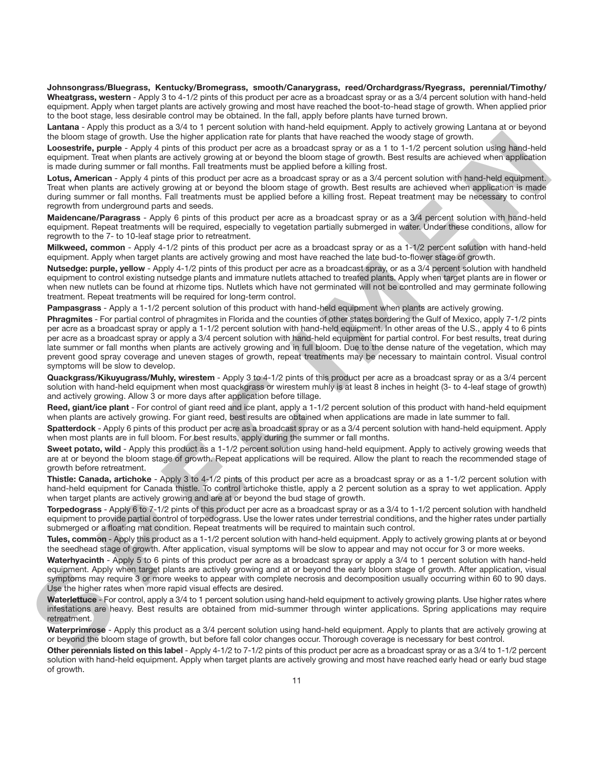**Johnsongrass/Bluegrass, Kentucky/Bromegrass, smooth/Canarygrass, reed/Orchardgrass/Ryegrass, perennial/Timothy/ Wheatgrass, western** - Apply 3 to 4-1/2 pints of this product per acre as a broadcast spray or as a 3/4 percent solution with hand-held equipment. Apply when target plants are actively growing and most have reached the boot-to-head stage of growth. When applied prior to the boot stage, less desirable control may be obtained. In the fall, apply before plants have turned brown.

**Lantana** - Apply this product as a 3/4 to 1 percent solution with hand-held equipment. Apply to actively growing Lantana at or beyond the bloom stage of growth. Use the higher application rate for plants that have reached the woody stage of growth.

**Loosestrife, purple** - Apply 4 pints of this product per acre as a broadcast spray or as a 1 to 1-1/2 percent solution using hand-held equipment. Treat when plants are actively growing at or beyond the bloom stage of growth. Best results are achieved when application is made during summer or fall months. Fall treatments must be applied before a killing frost.

**Lotus, American** - Apply 4 pints of this product per acre as a broadcast spray or as a 3/4 percent solution with hand-held equipment. Treat when plants are actively growing at or beyond the bloom stage of growth. Best results are achieved when application is made during summer or fall months. Fall treatments must be applied before a killing frost. Repeat treatment may be necessary to control regrowth from underground parts and seeds.

**Maidencane/Paragrass** - Apply 6 pints of this product per acre as a broadcast spray or as a 3/4 percent solution with hand-held equipment. Repeat treatments will be required, especially to vegetation partially submerged in water. Under these conditions, allow for regrowth to the 7- to 10-leaf stage prior to retreatment.

**Milkweed, common** - Apply 4-1/2 pints of this product per acre as a broadcast spray or as a 1-1/2 percent solution with hand-held equipment. Apply when target plants are actively growing and most have reached the late bud-to-flower stage of growth.

**Nutsedge: purple, yellow** - Apply 4-1/2 pints of this product per acre as a broadcast spray, or as a 3/4 percent solution with handheld equipment to control existing nutsedge plants and immature nutlets attached to treated plants. Apply when target plants are in flower or when new nutlets can be found at rhizome tips. Nutlets which have not germinated will not be controlled and may germinate following treatment. Repeat treatments will be required for long-term control.

**Pampasgrass** - Apply a 1-1/2 percent solution of this product with hand-held equipment when plants are actively growing.

**Phragmites** - For partial control of phragmites in Florida and the counties of other states bordering the Gulf of Mexico, apply 7-1/2 pints per acre as a broadcast spray or apply a 1-1/2 percent solution with hand-held equipment. In other areas of the U.S., apply 4 to 6 pints per acre as a broadcast spray or apply a 3/4 percent solution with hand-held equipment for partial control. For best results, treat during late summer or fall months when plants are actively growing and in full bloom. Due to the dense nature of the vegetation, which may prevent good spray coverage and uneven stages of growth, repeat treatments may be necessary to maintain control. Visual control symptoms will be slow to develop.

**Quackgrass/Kikuyugrass/Muhly, wirestem** - Apply 3 to 4-1/2 pints of this product per acre as a broadcast spray or as a 3/4 percent solution with hand-held equipment when most quackgrass or wirestem muhly is at least 8 inches in height (3- to 4-leaf stage of growth) and actively growing. Allow 3 or more days after application before tillage.

**Reed, giant/ice plant** - For control of giant reed and ice plant, apply a 1-1/2 percent solution of this product with hand-held equipment when plants are actively growing. For giant reed, best results are obtained when applications are made in late summer to fall.

**Spatterdock** - Apply 6 pints of this product per acre as a broadcast spray or as a 3/4 percent solution with hand-held equipment. Apply when most plants are in full bloom. For best results, apply during the summer or fall months.

**Sweet potato, wild** - Apply this product as a 1-1/2 percent solution using hand-held equipment. Apply to actively growing weeds that are at or beyond the bloom stage of growth. Repeat applications will be required. Allow the plant to reach the recommended stage of growth before retreatment.

**Thistle: Canada, artichoke** - Apply 3 to 4-1/2 pints of this product per acre as a broadcast spray or as a 1-1/2 percent solution with hand-held equipment for Canada thistle. To control artichoke thistle, apply a 2 percent solution as a spray to wet application. Apply when target plants are actively growing and are at or beyond the bud stage of growth.

**Torpedograss** - Apply 6 to 7-1/2 pints of this product per acre as a broadcast spray or as a 3/4 to 1-1/2 percent solution with handheld equipment to provide partial control of torpedograss. Use the lower rates under terrestrial conditions, and the higher rates under partially submerged or a floating mat condition. Repeat treatments will be required to maintain such control.

**Tules, common** - Apply this product as a 1-1/2 percent solution with hand-held equipment. Apply to actively growing plants at or beyond the seedhead stage of growth. After application, visual symptoms will be slow to appear and may not occur for 3 or more weeks.

**Waterhyacinth** - Apply 5 to 6 pints of this product per acre as a broadcast spray or apply a 3/4 to 1 percent solution with hand-held equipment. Apply when target plants are actively growing and at or beyond the early bloom stage of growth. After application, visual symptoms may require 3 or more weeks to appear with complete necrosis and decomposition usually occurring within 60 to 90 days. Use the higher rates when more rapid visual effects are desired.

**Waterlettuce** - For control, apply a 3/4 to 1 percent solution using hand-held equipment to actively growing plants. Use higher rates where infestations are heavy. Best results are obtained from mid-summer through winter applications. Spring applications may require retreatment.

**Waterprimrose** - Apply this product as a 3/4 percent solution using hand-held equipment. Apply to plants that are actively growing at or beyond the bloom stage of growth, but before fall color changes occur. Thorough coverage is necessary for best control.

**Other perennials listed on this label** - Apply 4-1/2 to 7-1/2 pints of this product per acre as a broadcast spray or as a 3/4 to 1-1/2 percent solution with hand-held equipment. Apply when target plants are actively growing and most have reached early head or early bud stage of growth.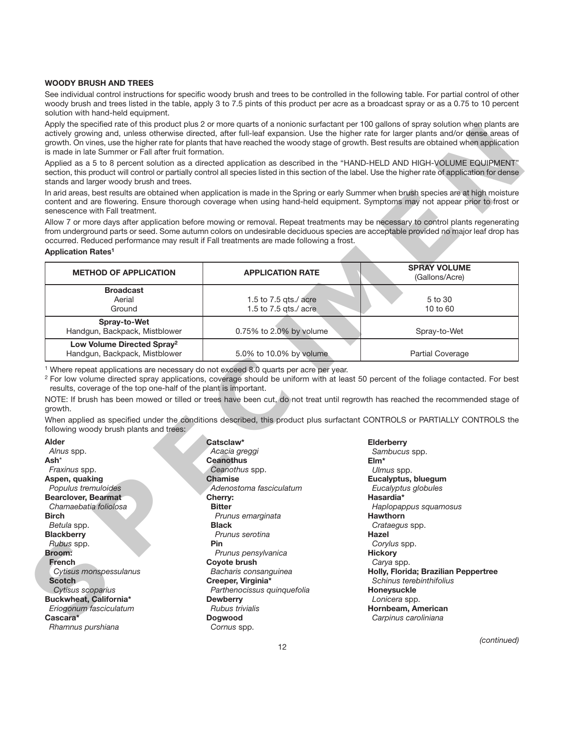### WOODY BRUSH AND TREES

See individual control instructions for specific woody brush and trees to be controlled in the following table. For partial control of other woody brush and trees listed in the table, apply 3 to 7.5 pints of this product per acre as a broadcast spray or as a 0.75 to 10 percent solution with hand-held equipment.

Apply the specified rate of this product plus 2 or more quarts of a nonionic surfactant per 100 gallons of spray solution when plants are actively growing and, unless otherwise directed, after full-leaf expansion. Use the higher rate for larger plants and/or dense areas of growth. On vines, use the higher rate for plants that have reached the woody stage of growth. Best results are obtained when application is made in late Summer or Fall after fruit formation.

Applied as a 5 to 8 percent solution as a directed application as described in the "HAND-HELD AND HIGH-VOLUME EQUIPMENT" section, this product will control or partially control all species listed in this section of the label. Use the higher rate of application for dense stands and larger woody brush and trees.

In arid areas, best results are obtained when application is made in the Spring or early Summer when brush species are at high moisture content and are flowering. Ensure thorough coverage when using hand-held equipment. Symptoms may not appear prior to frost or senescence with Fall treatment.

Allow 7 or more days after application before mowing or removal. Repeat treatments may be necessary to control plants regenerating from underground parts or seed. Some autumn colors on undesirable deciduous species are acceptable provided no major leaf drop has occurred. Reduced performance may result if Fall treatments are made following a frost.

**Application Rates[1]**

| METHOD OF APPLICATION | APPLICATION RATE | SPRAY VOLUME (Gallons/Acre) |
|---|---|---|
| **Broadcast** | | |
| Aerial | 1.5 to 7.5 qts./ acre | 5 to 30 |
| Ground | 1.5 to 7.5 qts./ acre | 10 to 60 |
| **Spray-to-Wet** Handgun, Backpack, Mistblower | 0.75% to 2.0% by volume | Spray-to-Wet |
| **Low Volume Directed Spray[2]** Handgun, Backpack, Mistblower | 5.0% to 10.0% by volume | Partial Coverage |

[1] Where repeat applications are necessary do not exceed 8.0 quarts per acre per year.

[2] For low volume directed spray applications, coverage should be uniform with at least 50 percent of the foliage contacted. For best results, coverage of the top one-half of the plant is important.

NOTE: If brush has been mowed or tilled or trees have been cut, do not treat until regrowth has reached the recommended stage of growth.

When applied as specified under the conditions described, this product plus surfactant CONTROLS or PARTIALLY CONTROLS the following woody brush plants and trees:

**Alder**
*Alnus* spp.
**Ash***
*Fraxinus* spp.
**Aspen, quaking**
*Populus tremuloides*
**Bearclover, Bearmat**
*Chamaebatia foliolosa*
**Birch**
*Betula* spp.
**Blackberry**
*Rubus* spp.
**Broom:**
**French**
*Cytisus monspessulanus*
**Scotch**
*Cytisus scoparius*
**Buckwheat, California***
*Eriogonum fasciculatum*
**Cascara***
*Rhamnus purshiana*
**Catsclaw***
*Acacia greggi*
**Ceanothus**
*Ceanothus* spp.
**Chamise**
*Adenostoma fasciculatum*
**Cherry:**
**Bitter**
*Prunus emarginata*
**Black**
*Prunus serotina*
**Pin**
*Prunus pensylvanica*
**Coyote brush**
*Bacharis consanguinea*
**Creeper, Virginia***
*Parthenocissus quinquefolia*
**Dewberry**
*Rubus trivialis*
**Dogwood**
*Cornus* spp.
**Elderberry**
*Sambucus* spp.
**Elm***
*Ulmus* spp.
**Eucalyptus, bluegum**
*Eucalyptus globules*
**Hasardia***
*Haplopappus squamosus*
**Hawthorn**
*Crataegus* spp.
**Hazel**
*Corylus* spp.
**Hickory**
*Carya* spp.
**Holly, Florida; Brazilian Peppertree**
*Schinus terebinthifolius*
**Honeysuckle**
*Lonicera* spp.
**Hornbeam, American**
*Carpinus caroliniana*

*(continued)*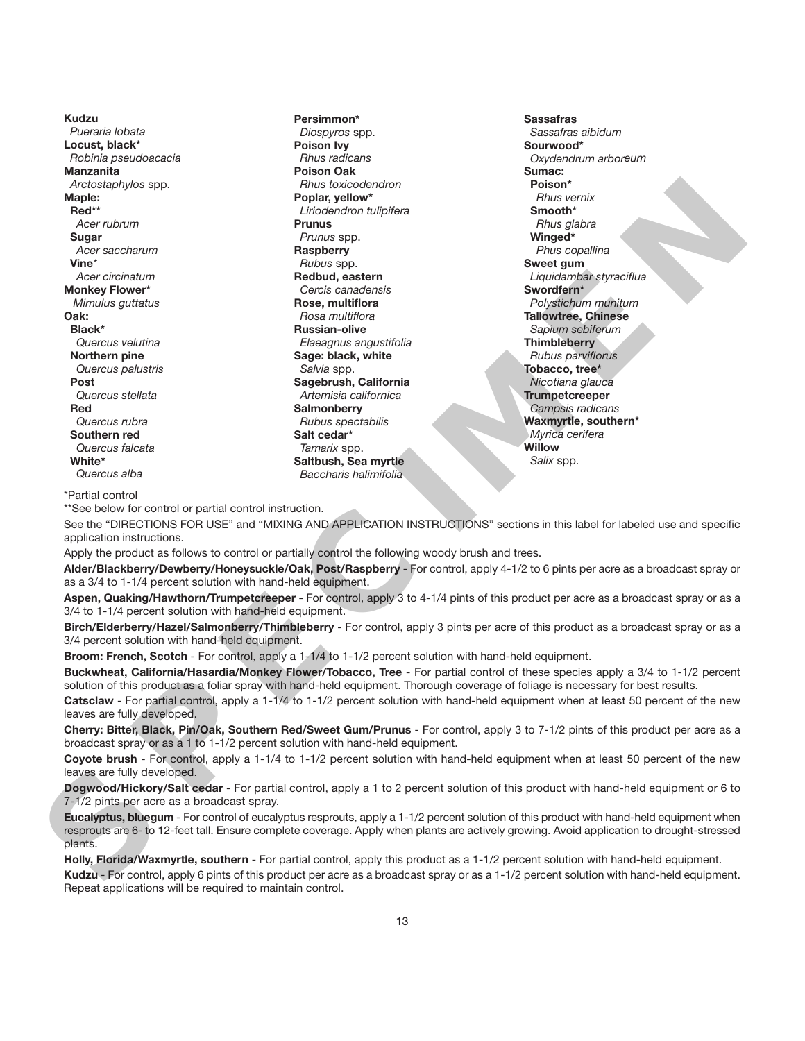**Kudzu**
*Pueraria lobata*
**Locust, black***
*Robinia pseudoacacia*
**Manzanita**
*Arctostaphylos* spp.
**Maple:**
**Red****
*Acer rubrum*
**Sugar**
*Acer saccharum*
**Vine***
*Acer circinatum*
**Monkey Flower***
*Mimulus guttatus*
**Oak:**
**Black***
*Quercus velutina*
**Northern pine**
*Quercus palustris*
**Post**
*Quercus stellata*
**Red**
*Quercus rubra*
**Southern red**
*Quercus falcata*
**White***
*Quercus alba*

**Persimmon***
*Diospyros* spp.
**Poison Ivy**
*Rhus radicans*
**Poison Oak**
*Rhus toxicodendron*
**Poplar, yellow***
*Liriodendron tulipifera*
**Prunus**
*Prunus* spp.
**Raspberry**
*Rubus* spp.
**Redbud, eastern**
*Cercis canadensis*
**Rose, multiflora**
*Rosa multiflora*
**Russian-olive**
*Elaeagnus angustifolia*
**Sage: black, white**
*Salvia* spp.
**Sagebrush, California**
*Artemisia californica*
**Salmonberry**
*Rubus spectabilis*
**Salt cedar***
*Tamarix* spp.
**Saltbush, Sea myrtle**
*Baccharis halimifolia*

**Sassafras**
*Sassafras aibidum*
**Sourwood***
*Oxydendrum arboreum*
**Sumac:**
**Poison***
*Rhus vernix*
**Smooth***
*Rhus glabra*
**Winged***
*Phus copallina*
**Sweet gum**
*Liquidambar styraciflua*
**Swordfern***
*Polystichum munitum*
**Tallowtree, Chinese**
*Sapium sebiferum*
**Thimbleberry**
*Rubus parviflorus*
**Tobacco, tree***
*Nicotiana glauca*
**Trumpetcreeper**
*Campsis radicans*
**Waxmyrtle, southern***
*Myrica cerifera*
**Willow**
*Salix* spp.

*Partial control
**See below for control or partial control instruction.

See the "DIRECTIONS FOR USE" and "MIXING AND APPLICATION INSTRUCTIONS" sections in this label for labeled use and specific application instructions.

Apply the product as follows to control or partially control the following woody brush and trees.

**Alder/Blackberry/Dewberry/Honeysuckle/Oak, Post/Raspberry** - For control, apply 4-1/2 to 6 pints per acre as a broadcast spray or as a 3/4 to 1-1/4 percent solution with hand-held equipment.

**Aspen, Quaking/Hawthorn/Trumpetcreeper** - For control, apply 3 to 4-1/4 pints of this product per acre as a broadcast spray or as a 3/4 to 1-1/4 percent solution with hand-held equipment.

**Birch/Elderberry/Hazel/Salmonberry/Thimbleberry** - For control, apply 3 pints per acre of this product as a broadcast spray or as a 3/4 percent solution with hand-held equipment.

**Broom: French, Scotch** - For control, apply a 1-1/4 to 1-1/2 percent solution with hand-held equipment.

**Buckwheat, California/Hasardia/Monkey Flower/Tobacco, Tree** - For partial control of these species apply a 3/4 to 1-1/2 percent solution of this product as a foliar spray with hand-held equipment. Thorough coverage of foliage is necessary for best results.

**Catsclaw** - For partial control, apply a 1-1/4 to 1-1/2 percent solution with hand-held equipment when at least 50 percent of the new leaves are fully developed.

**Cherry: Bitter, Black, Pin/Oak, Southern Red/Sweet Gum/Prunus** - For control, apply 3 to 7-1/2 pints of this product per acre as a broadcast spray or as a 1 to 1-1/2 percent solution with hand-held equipment.

**Coyote brush** - For control, apply a 1-1/4 to 1-1/2 percent solution with hand-held equipment when at least 50 percent of the new leaves are fully developed.

**Dogwood/Hickory/Salt cedar** - For partial control, apply a 1 to 2 percent solution of this product with hand-held equipment or 6 to 7-1/2 pints per acre as a broadcast spray.

**Eucalyptus, bluegum** - For control of eucalyptus resprouts, apply a 1-1/2 percent solution of this product with hand-held equipment when resprouts are 6- to 12-feet tall. Ensure complete coverage. Apply when plants are actively growing. Avoid application to drought-stressed plants.

**Holly, Florida/Waxmyrtle, southern** - For partial control, apply this product as a 1-1/2 percent solution with hand-held equipment.

**Kudzu** - For control, apply 6 pints of this product per acre as a broadcast spray or as a 1-1/2 percent solution with hand-held equipment. Repeat applications will be required to maintain control.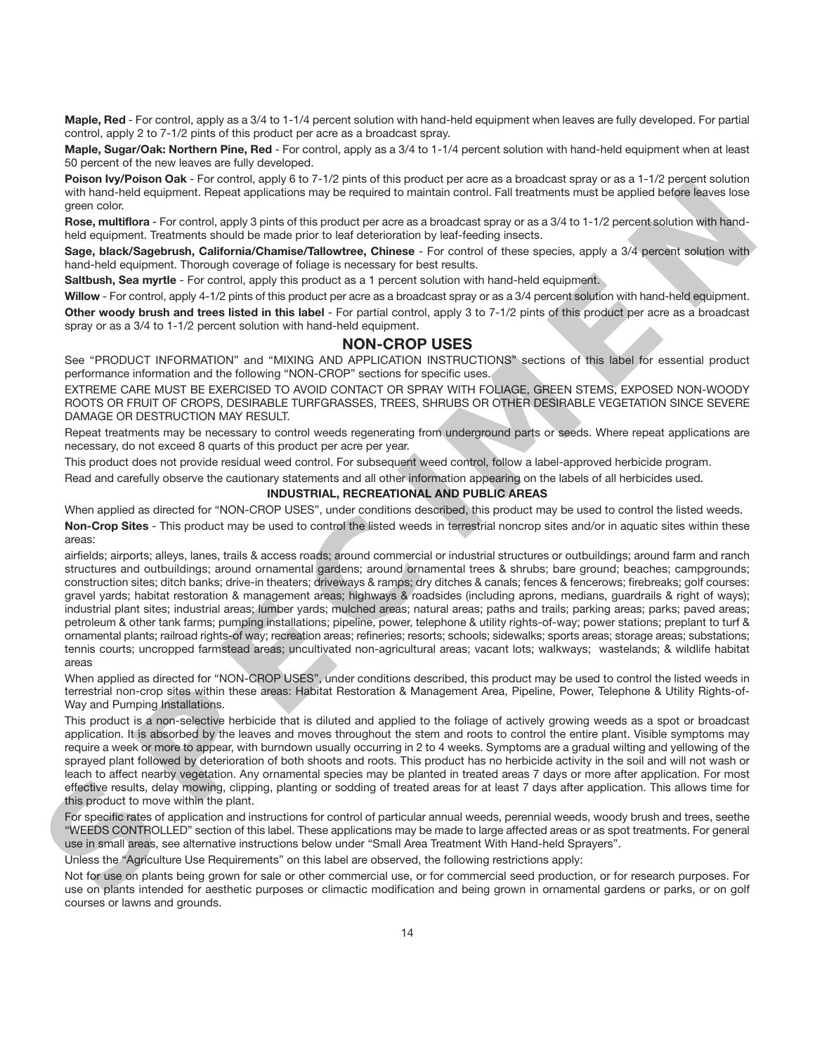**Maple, Red** - For control, apply as a 3/4 to 1-1/4 percent solution with hand-held equipment when leaves are fully developed. For partial control, apply 2 to 7-1/2 pints of this product per acre as a broadcast spray.

**Maple, Sugar/Oak: Northern Pine, Red** - For control, apply as a 3/4 to 1-1/4 percent solution with hand-held equipment when at least 50 percent of the new leaves are fully developed.

**Poison Ivy/Poison Oak** - For control, apply 6 to 7-1/2 pints of this product per acre as a broadcast spray or as a 1-1/2 percent solution with hand-held equipment. Repeat applications may be required to maintain control. Fall treatments must be applied before leaves lose green color.

**Rose, multiflora** - For control, apply 3 pints of this product per acre as a broadcast spray or as a 3/4 to 1-1/2 percent solution with hand-held equipment. Treatments should be made prior to leaf deterioration by leaf-feeding insects.

**Sage, black/Sagebrush, California/Chamise/Tallowtree, Chinese** - For control of these species, apply a 3/4 percent solution with hand-held equipment. Thorough coverage of foliage is necessary for best results.

**Saltbush, Sea myrtle** - For control, apply this product as a 1 percent solution with hand-held equipment.

**Willow** - For control, apply 4-1/2 pints of this product per acre as a broadcast spray or as a 3/4 percent solution with hand-held equipment.

**Other woody brush and trees listed in this label** - For partial control, apply 3 to 7-1/2 pints of this product per acre as a broadcast spray or as a 3/4 to 1-1/2 percent solution with hand-held equipment.

## NON-CROP USES

See "PRODUCT INFORMATION" and "MIXING AND APPLICATION INSTRUCTIONS" sections of this label for essential product performance information and the following "NON-CROP" sections for specific uses.

EXTREME CARE MUST BE EXERCISED TO AVOID CONTACT OR SPRAY WITH FOLIAGE, GREEN STEMS, EXPOSED NON-WOODY ROOTS OR FRUIT OF CROPS, DESIRABLE TURFGRASSES, TREES, SHRUBS OR OTHER DESIRABLE VEGETATION SINCE SEVERE DAMAGE OR DESTRUCTION MAY RESULT.

Repeat treatments may be necessary to control weeds regenerating from underground parts or seeds. Where repeat applications are necessary, do not exceed 8 quarts of this product per acre per year.

This product does not provide residual weed control. For subsequent weed control, follow a label-approved herbicide program.

Read and carefully observe the cautionary statements and all other information appearing on the labels of all herbicides used.

### INDUSTRIAL, RECREATIONAL AND PUBLIC AREAS

When applied as directed for "NON-CROP USES", under conditions described, this product may be used to control the listed weeds.

**Non-Crop Sites** - This product may be used to control the listed weeds in terrestrial noncrop sites and/or in aquatic sites within these areas:

airfields; airports; alleys, lanes, trails & access roads; around commercial or industrial structures or outbuildings; around farm and ranch structures and outbuildings; around ornamental gardens; around ornamental trees & shrubs; bare ground; beaches; campgrounds; construction sites; ditch banks; drive-in theaters; driveways & ramps; dry ditches & canals; fences & fencerows; firebreaks; golf courses: gravel yards; habitat restoration & management areas; highways & roadsides (including aprons, medians, guardrails & right of ways); industrial plant sites; industrial areas; lumber yards; mulched areas; natural areas; paths and trails; parking areas; parks; paved areas; petroleum & other tank farms; pumping installations; pipeline, power, telephone & utility rights-of-way; power stations; preplant to turf & ornamental plants; railroad rights-of way; recreation areas; refineries; resorts; schools; sidewalks; sports areas; storage areas; substations; tennis courts; uncropped farmstead areas; uncultivated non-agricultural areas; vacant lots; walkways; wastelands; & wildlife habitat areas

When applied as directed for "NON-CROP USES", under conditions described, this product may be used to control the listed weeds in terrestrial non-crop sites within these areas: Habitat Restoration & Management Area, Pipeline, Power, Telephone & Utility Rights-of-Way and Pumping Installations.

This product is a non-selective herbicide that is diluted and applied to the foliage of actively growing weeds as a spot or broadcast application. It is absorbed by the leaves and moves throughout the stem and roots to control the entire plant. Visible symptoms may require a week or more to appear, with burndown usually occurring in 2 to 4 weeks. Symptoms are a gradual wilting and yellowing of the sprayed plant followed by deterioration of both shoots and roots. This product has no herbicide activity in the soil and will not wash or leach to affect nearby vegetation. Any ornamental species may be planted in treated areas 7 days or more after application. For most effective results, delay mowing, clipping, planting or sodding of treated areas for at least 7 days after application. This allows time for this product to move within the plant.

For specific rates of application and instructions for control of particular annual weeds, perennial weeds, woody brush and trees, seethe "WEEDS CONTROLLED" section of this label. These applications may be made to large affected areas or as spot treatments. For general use in small areas, see alternative instructions below under "Small Area Treatment With Hand-held Sprayers".

Unless the "Agriculture Use Requirements" on this label are observed, the following restrictions apply:

Not for use on plants being grown for sale or other commercial use, or for commercial seed production, or for research purposes. For use on plants intended for aesthetic purposes or climactic modification and being grown in ornamental gardens or parks, or on golf courses or lawns and grounds.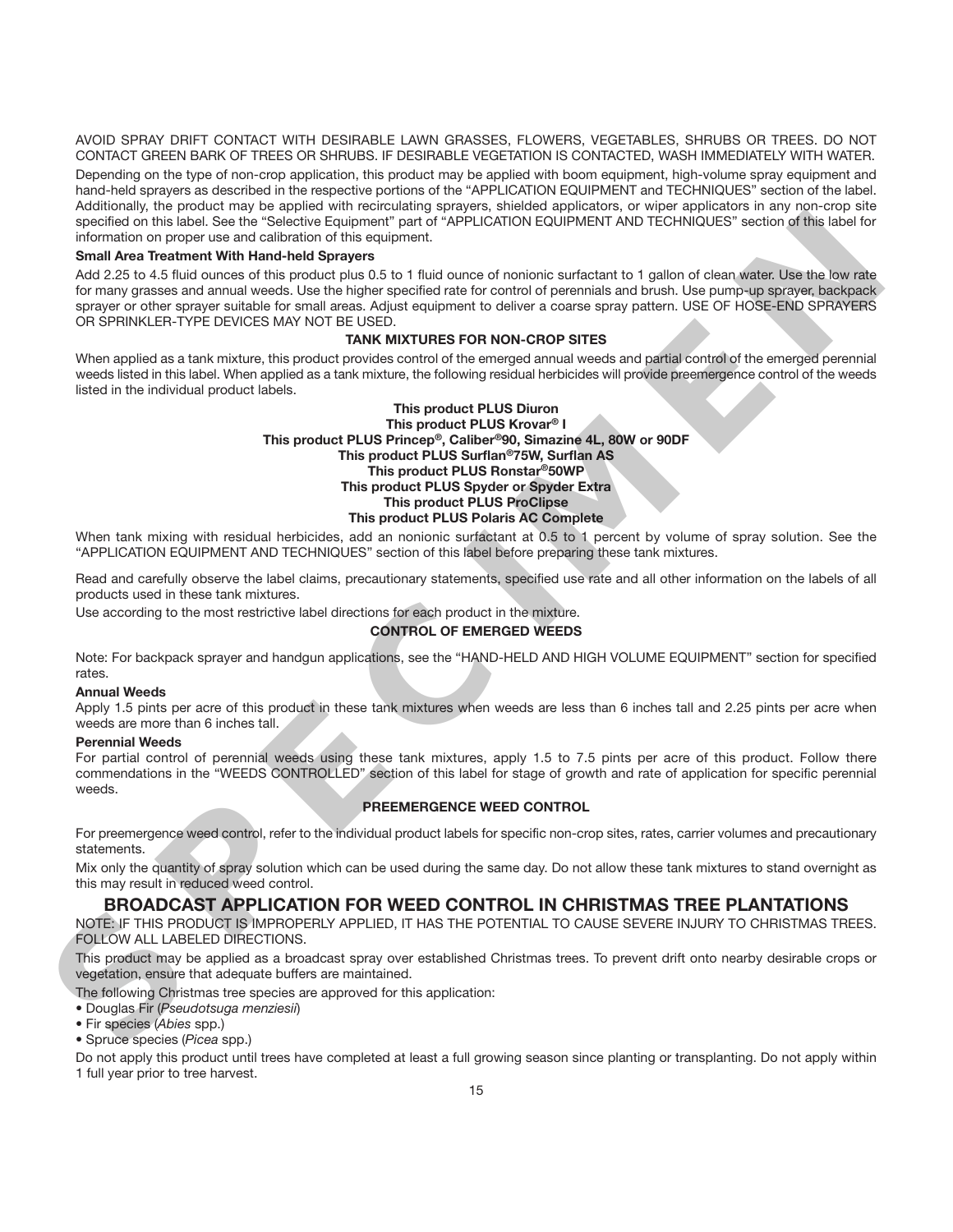AVOID SPRAY DRIFT CONTACT WITH DESIRABLE LAWN GRASSES, FLOWERS, VEGETABLES, SHRUBS OR TREES. DO NOT CONTACT GREEN BARK OF TREES OR SHRUBS. IF DESIRABLE VEGETATION IS CONTACTED, WASH IMMEDIATELY WITH WATER.

Depending on the type of non-crop application, this product may be applied with boom equipment, high-volume spray equipment and hand-held sprayers as described in the respective portions of the "APPLICATION EQUIPMENT and TECHNIQUES" section of the label. Additionally, the product may be applied with recirculating sprayers, shielded applicators, or wiper applicators in any non-crop site specified on this label. See the "Selective Equipment" part of "APPLICATION EQUIPMENT AND TECHNIQUES" section of this label for information on proper use and calibration of this equipment.

**Small Area Treatment With Hand-held Sprayers**

Add 2.25 to 4.5 fluid ounces of this product plus 0.5 to 1 fluid ounce of nonionic surfactant to 1 gallon of clean water. Use the low rate for many grasses and annual weeds. Use the higher specified rate for control of perennials and brush. Use pump-up sprayer, backpack sprayer or other sprayer suitable for small areas. Adjust equipment to deliver a coarse spray pattern. USE OF HOSE-END SPRAYERS OR SPRINKLER-TYPE DEVICES MAY NOT BE USED.

**TANK MIXTURES FOR NON-CROP SITES**

When applied as a tank mixture, this product provides control of the emerged annual weeds and partial control of the emerged perennial weeds listed in this label. When applied as a tank mixture, the following residual herbicides will provide preemergence control of the weeds listed in the individual product labels.

**This product PLUS Diuron**
**This product PLUS Krovar® I**
**This product PLUS Princep®, Caliber®90, Simazine 4L, 80W or 90DF**
**This product PLUS Surflan®75W, Surflan AS**
**This product PLUS Ronstar®50WP**
**This product PLUS Spyder or Spyder Extra**
**This product PLUS ProClipse**
**This product PLUS Polaris AC Complete**

When tank mixing with residual herbicides, add an nonionic surfactant at 0.5 to 1 percent by volume of spray solution. See the "APPLICATION EQUIPMENT AND TECHNIQUES" section of this label before preparing these tank mixtures.

Read and carefully observe the label claims, precautionary statements, specified use rate and all other information on the labels of all products used in these tank mixtures.

Use according to the most restrictive label directions for each product in the mixture.

**CONTROL OF EMERGED WEEDS**

Note: For backpack sprayer and handgun applications, see the "HAND-HELD AND HIGH VOLUME EQUIPMENT" section for specified rates.

**Annual Weeds**

Apply 1.5 pints per acre of this product in these tank mixtures when weeds are less than 6 inches tall and 2.25 pints per acre when weeds are more than 6 inches tall.

**Perennial Weeds**

For partial control of perennial weeds using these tank mixtures, apply 1.5 to 7.5 pints per acre of this product. Follow there commendations in the "WEEDS CONTROLLED" section of this label for stage of growth and rate of application for specific perennial weeds.

**PREEMERGENCE WEED CONTROL**

For preemergence weed control, refer to the individual product labels for specific non-crop sites, rates, carrier volumes and precautionary statements.

Mix only the quantity of spray solution which can be used during the same day. Do not allow these tank mixtures to stand overnight as this may result in reduced weed control.

## BROADCAST APPLICATION FOR WEED CONTROL IN CHRISTMAS TREE PLANTATIONS

NOTE: IF THIS PRODUCT IS IMPROPERLY APPLIED, IT HAS THE POTENTIAL TO CAUSE SEVERE INJURY TO CHRISTMAS TREES. FOLLOW ALL LABELED DIRECTIONS.

This product may be applied as a broadcast spray over established Christmas trees. To prevent drift onto nearby desirable crops or vegetation, ensure that adequate buffers are maintained.

The following Christmas tree species are approved for this application:

- Douglas Fir (*Pseudotsuga menziesii*)
- Fir species (*Abies* spp.)
- Spruce species (*Picea* spp.)

Do not apply this product until trees have completed at least a full growing season since planting or transplanting. Do not apply within 1 full year prior to tree harvest.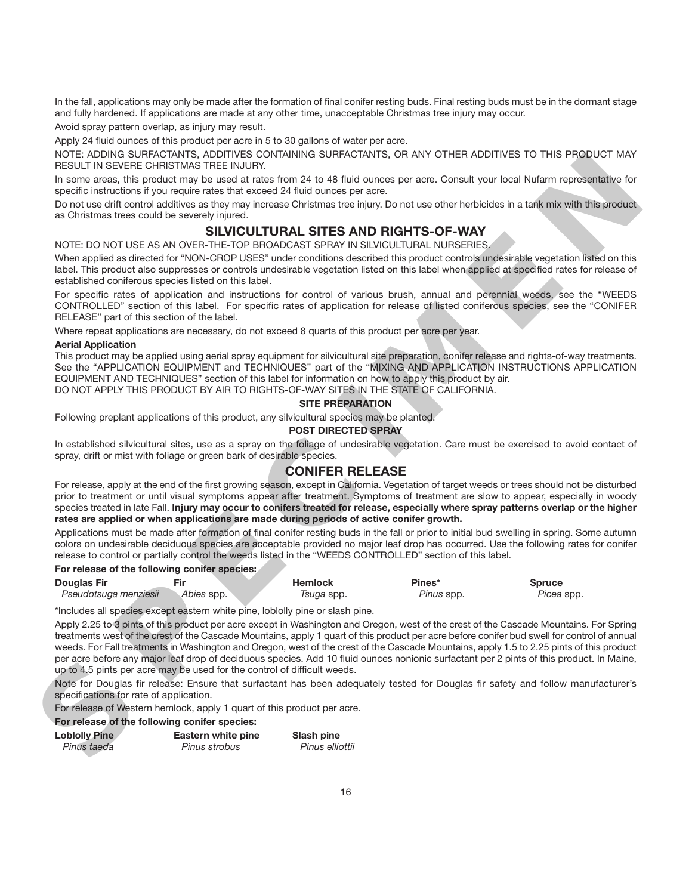In the fall, applications may only be made after the formation of final conifer resting buds. Final resting buds must be in the dormant stage and fully hardened. If applications are made at any other time, unacceptable Christmas tree injury may occur.

Avoid spray pattern overlap, as injury may result.

Apply 24 fluid ounces of this product per acre in 5 to 30 gallons of water per acre.

NOTE: ADDING SURFACTANTS, ADDITIVES CONTAINING SURFACTANTS, OR ANY OTHER ADDITIVES TO THIS PRODUCT MAY RESULT IN SEVERE CHRISTMAS TREE INJURY.

In some areas, this product may be used at rates from 24 to 48 fluid ounces per acre. Consult your local Nufarm representative for specific instructions if you require rates that exceed 24 fluid ounces per acre.

Do not use drift control additives as they may increase Christmas tree injury. Do not use other herbicides in a tank mix with this product as Christmas trees could be severely injured.

## SILVICULTURAL SITES AND RIGHTS-OF-WAY

NOTE: DO NOT USE AS AN OVER-THE-TOP BROADCAST SPRAY IN SILVICULTURAL NURSERIES.

When applied as directed for "NON-CROP USES" under conditions described this product controls undesirable vegetation listed on this label. This product also suppresses or controls undesirable vegetation listed on this label when applied at specified rates for release of established coniferous species listed on this label.

For specific rates of application and instructions for control of various brush, annual and perennial weeds, see the "WEEDS CONTROLLED" section of this label. For specific rates of application for release of listed coniferous species, see the "CONIFER RELEASE" part of this section of the label.

Where repeat applications are necessary, do not exceed 8 quarts of this product per acre per year.

**Aerial Application**

This product may be applied using aerial spray equipment for silvicultural site preparation, conifer release and rights-of-way treatments. See the "APPLICATION EQUIPMENT and TECHNIQUES" part of the "MIXING AND APPLICATION INSTRUCTIONS APPLICATION EQUIPMENT AND TECHNIQUES" section of this label for information on how to apply this product by air.

DO NOT APPLY THIS PRODUCT BY AIR TO RIGHTS-OF-WAY SITES IN THE STATE OF CALIFORNIA.

**SITE PREPARATION**

Following preplant applications of this product, any silvicultural species may be planted.

**POST DIRECTED SPRAY**

In established silvicultural sites, use as a spray on the foliage of undesirable vegetation. Care must be exercised to avoid contact of spray, drift or mist with foliage or green bark of desirable species.

## CONIFER RELEASE

For release, apply at the end of the first growing season, except in California. Vegetation of target weeds or trees should not be disturbed prior to treatment or until visual symptoms appear after treatment. Symptoms of treatment are slow to appear, especially in woody species treated in late Fall. **Injury may occur to conifers treated for release, especially where spray patterns overlap or the higher rates are applied or when applications are made during periods of active conifer growth.**

Applications must be made after formation of final conifer resting buds in the fall or prior to initial bud swelling in spring. Some autumn colors on undesirable deciduous species are acceptable provided no major leaf drop has occurred. Use the following rates for conifer release to control or partially control the weeds listed in the "WEEDS CONTROLLED" section of this label.

**For release of the following conifer species:**

| Douglas Fir | Fir | Hemlock | Pines* | Spruce |
|---|---|---|---|---|
| *Pseudotsuga menziesii* | *Abies* spp. | *Tsuga* spp. | *Pinus* spp. | *Picea* spp. |

*Includes all species except eastern white pine, loblolly pine or slash pine.

Apply 2.25 to 3 pints of this product per acre except in Washington and Oregon, west of the crest of the Cascade Mountains. For Spring treatments west of the crest of the Cascade Mountains, apply 1 quart of this product per acre before conifer bud swell for control of annual weeds. For Fall treatments in Washington and Oregon, west of the crest of the Cascade Mountains, apply 1.5 to 2.25 pints of this product per acre before any major leaf drop of deciduous species. Add 10 fluid ounces nonionic surfactant per 2 pints of this product. In Maine, up to 4.5 pints per acre may be used for the control of difficult weeds.

Note for Douglas fir release: Ensure that surfactant has been adequately tested for Douglas fir safety and follow manufacturer's specifications for rate of application.

For release of Western hemlock, apply 1 quart of this product per acre.

**For release of the following conifer species:**

| Loblolly Pine | Eastern white pine | Slash pine |
|---|---|---|
| *Pinus taeda* | *Pinus strobus* | *Pinus elliottii* |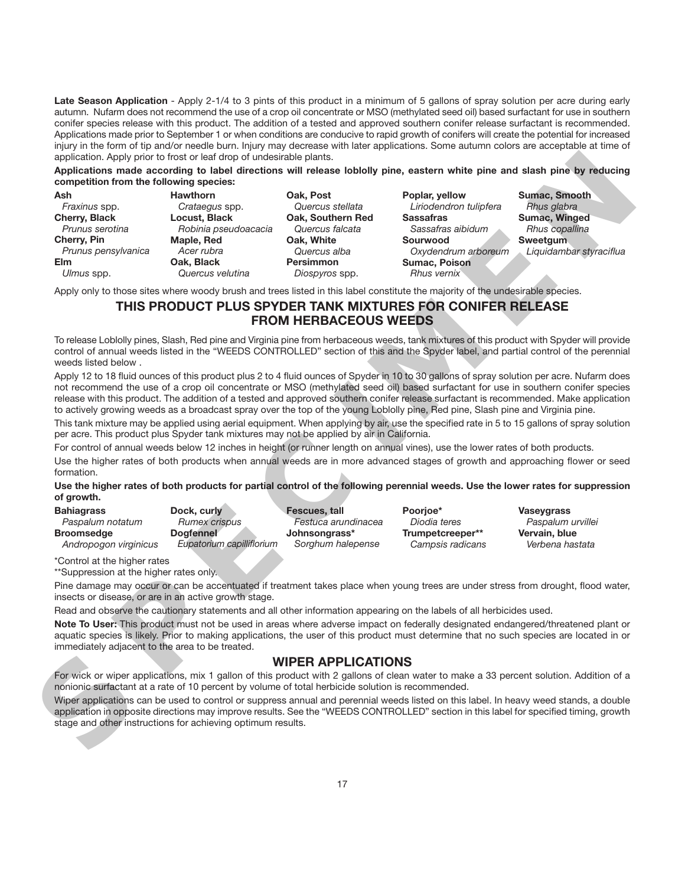**Late Season Application** - Apply 2-1/4 to 3 pints of this product in a minimum of 5 gallons of spray solution per acre during early autumn. Nufarm does not recommend the use of a crop oil concentrate or MSO (methylated seed oil) based surfactant for use in southern conifer species release with this product. The addition of a tested and approved southern conifer release surfactant is recommended. Applications made prior to September 1 or when conditions are conducive to rapid growth of conifers will create the potential for increased injury in the form of tip and/or needle burn. Injury may decrease with later applications. Some autumn colors are acceptable at time of application. Apply prior to frost or leaf drop of undesirable plants.

**Applications made according to label directions will release loblolly pine, eastern white pine and slash pine by reducing competition from the following species:**

| | | | | |
|---|---|---|---|---|
| **Ash** *Fraxinus* spp. | **Hawthorn** *Crataegus* spp. | **Oak, Post** *Quercus stellata* | **Poplar, yellow** *Liriodendron tulipfera* | **Sumac, Smooth** *Rhus glabra* |
| **Cherry, Black** *Prunus serotina* | **Locust, Black** *Robinia pseudoacacia* | **Oak, Southern Red** *Quercus falcata* | **Sassafras** *Sassafras aibidum* | **Sumac, Winged** *Rhus copallina* |
| **Cherry, Pin** *Prunus pensylvanica* | **Maple, Red** *Acer rubra* | **Oak, White** *Quercus alba* | **Sourwood** *Oxydendrum arboreum* | **Sweetgum** *Liquidambar styraciflua* |
| **Elm** *Ulmus* spp. | **Oak, Black** *Quercus velutina* | **Persimmon** *Diospyros* spp. | **Sumac, Poison** *Rhus vernix* | |

Apply only to those sites where woody brush and trees listed in this label constitute the majority of the undesirable species.

## THIS PRODUCT PLUS SPYDER TANK MIXTURES FOR CONIFER RELEASE FROM HERBACEOUS WEEDS

To release Loblolly pines, Slash, Red pine and Virginia pine from herbaceous weeds, tank mixtures of this product with Spyder will provide control of annual weeds listed in the "WEEDS CONTROLLED" section of this and the Spyder label, and partial control of the perennial weeds listed below .

Apply 12 to 18 fluid ounces of this product plus 2 to 4 fluid ounces of Spyder in 10 to 30 gallons of spray solution per acre. Nufarm does not recommend the use of a crop oil concentrate or MSO (methylated seed oil) based surfactant for use in southern conifer species release with this product. The addition of a tested and approved southern conifer release surfactant is recommended. Make application to actively growing weeds as a broadcast spray over the top of the young Loblolly pine, Red pine, Slash pine and Virginia pine.

This tank mixture may be applied using aerial equipment. When applying by air, use the specified rate in 5 to 15 gallons of spray solution per acre. This product plus Spyder tank mixtures may not be applied by air in California.

For control of annual weeds below 12 inches in height (or runner length on annual vines), use the lower rates of both products.

Use the higher rates of both products when annual weeds are in more advanced stages of growth and approaching flower or seed formation.

**Use the higher rates of both products for partial control of the following perennial weeds. Use the lower rates for suppression of growth.**

| | | | | |
|---|---|---|---|---|
| **Bahiagrass** *Paspalum notatum* | **Dock, curly** *Rumex crispus* | **Fescues, tall** *Festuca arundinacea* | **Poorjoe*** *Diodia teres* | **Vaseygrass** *Paspalum urvillei* |
| **Broomsedge** *Andropogon virginicus* | **Dogfennel** *Eupatorium capilliflorium* | **Johnsongrass*** *Sorghum halepense* | **Trumpetcreeper**** *Campsis radicans* | **Vervain, blue** *Verbena hastata* |

*Control at the higher rates
**Suppression at the higher rates only.

Pine damage may occur or can be accentuated if treatment takes place when young trees are under stress from drought, flood water, insects or disease, or are in an active growth stage.

Read and observe the cautionary statements and all other information appearing on the labels of all herbicides used.

**Note To User:** This product must not be used in areas where adverse impact on federally designated endangered/threatened plant or aquatic species is likely. Prior to making applications, the user of this product must determine that no such species are located in or immediately adjacent to the area to be treated.

## WIPER APPLICATIONS

For wick or wiper applications, mix 1 gallon of this product with 2 gallons of clean water to make a 33 percent solution. Addition of a nonionic surfactant at a rate of 10 percent by volume of total herbicide solution is recommended.

Wiper applications can be used to control or suppress annual and perennial weeds listed on this label. In heavy weed stands, a double application in opposite directions may improve results. See the "WEEDS CONTROLLED" section in this label for specified timing, growth stage and other instructions for achieving optimum results.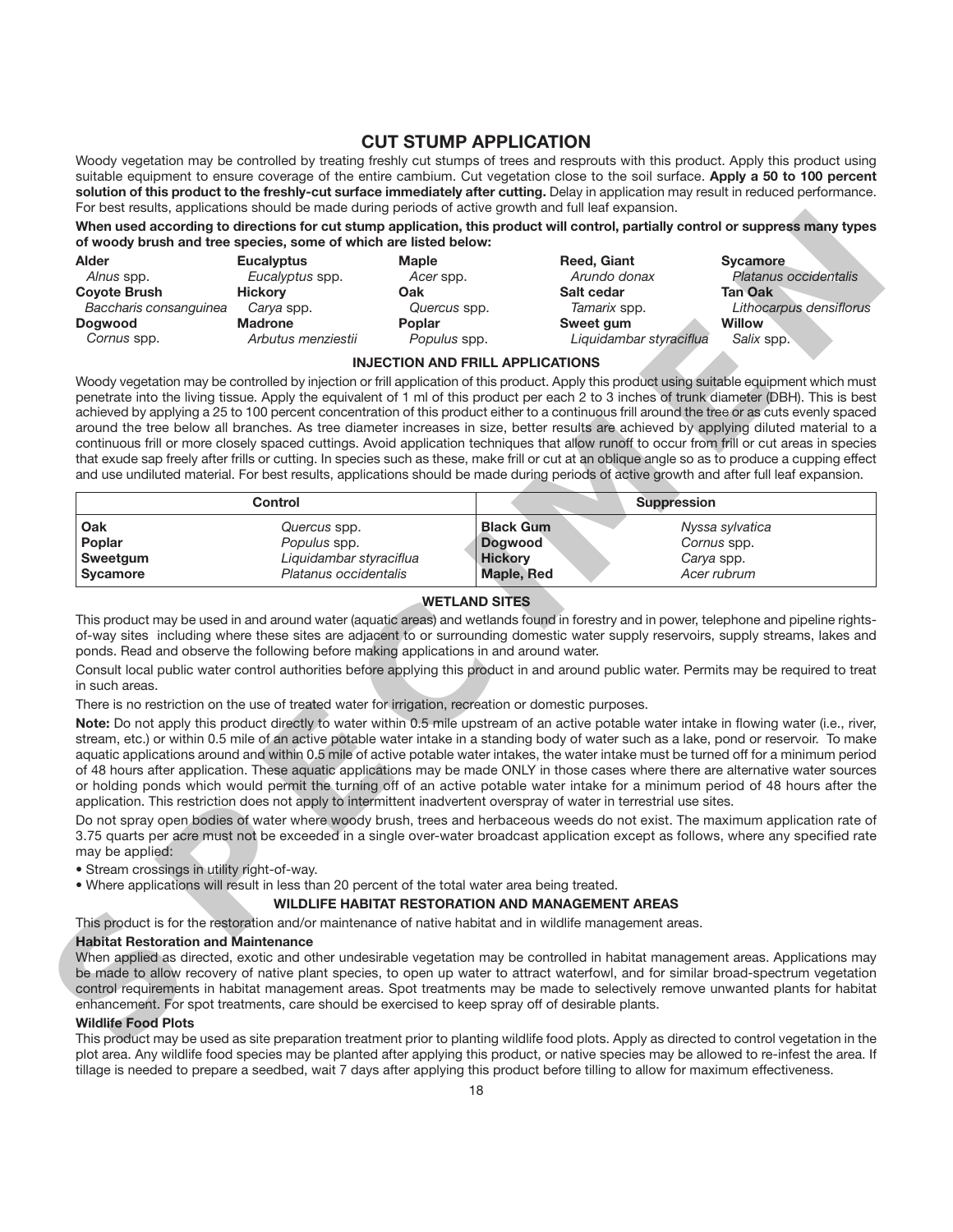## CUT STUMP APPLICATION

Woody vegetation may be controlled by treating freshly cut stumps of trees and resprouts with this product. Apply this product using suitable equipment to ensure coverage of the entire cambium. Cut vegetation close to the soil surface. **Apply a 50 to 100 percent solution of this product to the freshly-cut surface immediately after cutting.** Delay in application may result in reduced performance. For best results, applications should be made during periods of active growth and full leaf expansion.

**When used according to directions for cut stump application, this product will control, partially control or suppress many types of woody brush and tree species, some of which are listed below:**

| | | | | |
|---|---|---|---|---|
| **Alder** *Alnus* spp. | **Eucalyptus** *Eucalyptus* spp. | **Maple** *Acer* spp. | **Reed, Giant** *Arundo donax* | **Sycamore** *Platanus occidentalis* |
| **Coyote Brush** *Baccharis consanguinea* | **Hickory** *Carya* spp. | **Oak** *Quercus* spp. | **Salt cedar** *Tamarix* spp. | **Tan Oak** *Lithocarpus densiflorus* |
| **Dogwood** *Cornus* spp. | **Madrone** *Arbutus menziestii* | **Poplar** *Populus* spp. | **Sweet gum** *Liquidambar styraciflua* | **Willow** *Salix* spp. |

### INJECTION AND FRILL APPLICATIONS

Woody vegetation may be controlled by injection or frill application of this product. Apply this product using suitable equipment which must penetrate into the living tissue. Apply the equivalent of 1 ml of this product per each 2 to 3 inches of trunk diameter (DBH). This is best achieved by applying a 25 to 100 percent concentration of this product either to a continuous frill around the tree or as cuts evenly spaced around the tree below all branches. As tree diameter increases in size, better results are achieved by applying diluted material to a continuous frill or more closely spaced cuttings. Avoid application techniques that allow runoff to occur from frill or cut areas in species that exude sap freely after frills or cutting. In species such as these, make frill or cut at an oblique angle so as to produce a cupping effect and use undiluted material. For best results, applications should be made during periods of active growth and after full leaf expansion.

| Control | | Suppression | |
|---|---|---|---|
| **Oak** | *Quercus* spp. | **Black Gum** | *Nyssa sylvatica* |
| **Poplar** | *Populus* spp. | **Dogwood** | *Cornus* spp. |
| **Sweetgum** | *Liquidambar styraciflua* | **Hickory** | *Carya* spp. |
| **Sycamore** | *Platanus occidentalis* | **Maple, Red** | *Acer rubrum* |

### WETLAND SITES

This product may be used in and around water (aquatic areas) and wetlands found in forestry and in power, telephone and pipeline rights-of-way sites including where these sites are adjacent to or surrounding domestic water supply reservoirs, supply streams, lakes and ponds. Read and observe the following before making applications in and around water.

Consult local public water control authorities before applying this product in and around public water. Permits may be required to treat in such areas.

There is no restriction on the use of treated water for irrigation, recreation or domestic purposes.

**Note:** Do not apply this product directly to water within 0.5 mile upstream of an active potable water intake in flowing water (i.e., river, stream, etc.) or within 0.5 mile of an active potable water intake in a standing body of water such as a lake, pond or reservoir. To make aquatic applications around and within 0.5 mile of active potable water intakes, the water intake must be turned off for a minimum period of 48 hours after application. These aquatic applications may be made ONLY in those cases where there are alternative water sources or holding ponds which would permit the turning off of an active potable water intake for a minimum period of 48 hours after the application. This restriction does not apply to intermittent inadvertent overspray of water in terrestrial use sites.

Do not spray open bodies of water where woody brush, trees and herbaceous weeds do not exist. The maximum application rate of 3.75 quarts per acre must not be exceeded in a single over-water broadcast application except as follows, where any specified rate may be applied:

- Stream crossings in utility right-of-way.
- Where applications will result in less than 20 percent of the total water area being treated.

### WILDLIFE HABITAT RESTORATION AND MANAGEMENT AREAS

This product is for the restoration and/or maintenance of native habitat and in wildlife management areas.

**Habitat Restoration and Maintenance**

When applied as directed, exotic and other undesirable vegetation may be controlled in habitat management areas. Applications may be made to allow recovery of native plant species, to open up water to attract waterfowl, and for similar broad-spectrum vegetation control requirements in habitat management areas. Spot treatments may be made to selectively remove unwanted plants for habitat enhancement. For spot treatments, care should be exercised to keep spray off of desirable plants.

**Wildlife Food Plots**

This product may be used as site preparation treatment prior to planting wildlife food plots. Apply as directed to control vegetation in the plot area. Any wildlife food species may be planted after applying this product, or native species may be allowed to re-infest the area. If tillage is needed to prepare a seedbed, wait 7 days after applying this product before tilling to allow for maximum effectiveness.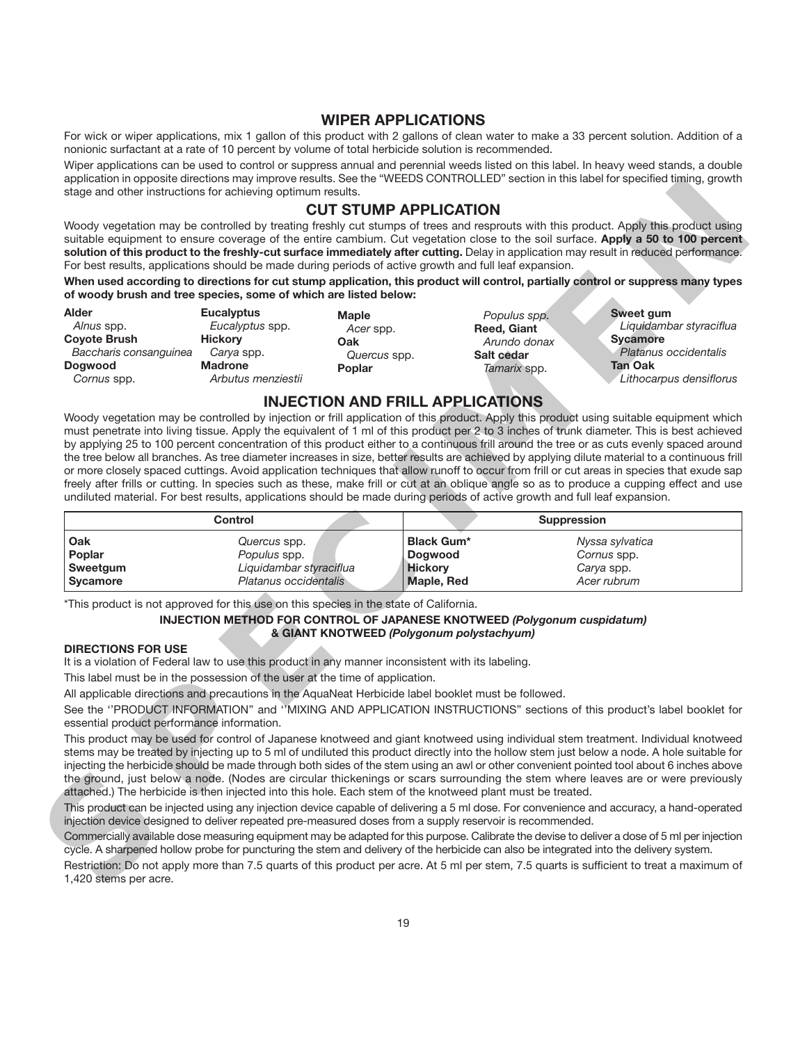## WIPER APPLICATIONS

For wick or wiper applications, mix 1 gallon of this product with 2 gallons of clean water to make a 33 percent solution. Addition of a nonionic surfactant at a rate of 10 percent by volume of total herbicide solution is recommended.

Wiper applications can be used to control or suppress annual and perennial weeds listed on this label. In heavy weed stands, a double application in opposite directions may improve results. See the "WEEDS CONTROLLED" section in this label for specified timing, growth stage and other instructions for achieving optimum results.

## CUT STUMP APPLICATION

Woody vegetation may be controlled by treating freshly cut stumps of trees and resprouts with this product. Apply this product using suitable equipment to ensure coverage of the entire cambium. Cut vegetation close to the soil surface. **Apply a 50 to 100 percent solution of this product to the freshly-cut surface immediately after cutting.** Delay in application may result in reduced performance. For best results, applications should be made during periods of active growth and full leaf expansion.

**When used according to directions for cut stump application, this product will control, partially control or suppress many types of woody brush and tree species, some of which are listed below:**

**Alder**
*Alnus* spp.
**Coyote Brush**
*Baccharis consanguinea*
**Dogwood**
*Cornus* spp.
**Eucalyptus**
*Eucalyptus* spp.
**Hickory**
*Carya* spp.
**Madrone**
*Arbutus menziestii*
**Maple**
*Acer* spp.
**Oak**
*Quercus* spp.
**Poplar**
*Populus spp.*
**Reed, Giant**
*Arundo donax*
**Salt cedar**
*Tamarix* spp.
**Sweet gum**
*Liquidambar styraciflua*
**Sycamore**
*Platanus occidentalis*
**Tan Oak**
*Lithocarpus densiflorus*

## INJECTION AND FRILL APPLICATIONS

Woody vegetation may be controlled by injection or frill application of this product. Apply this product using suitable equipment which must penetrate into living tissue. Apply the equivalent of 1 ml of this product per 2 to 3 inches of trunk diameter. This is best achieved by applying 25 to 100 percent concentration of this product either to a continuous frill around the tree or as cuts evenly spaced around the tree below all branches. As tree diameter increases in size, better results are achieved by applying dilute material to a continuous frill or more closely spaced cuttings. Avoid application techniques that allow runoff to occur from frill or cut areas in species that exude sap freely after frills or cutting. In species such as these, make frill or cut at an oblique angle so as to produce a cupping effect and use undiluted material. For best results, applications should be made during periods of active growth and full leaf expansion.

| Control | | Suppression | |
|---|---|---|---|
| **Oak** | *Quercus* spp. | **Black Gum*** | *Nyssa sylvatica* |
| **Poplar** | *Populus* spp. | **Dogwood** | *Cornus* spp. |
| **Sweetgum** | *Liquidambar styraciflua* | **Hickory** | *Carya* spp. |
| **Sycamore** | *Platanus occidentalis* | **Maple, Red** | *Acer rubrum* |

*This product is not approved for this use on this species in the state of California.

**INJECTION METHOD FOR CONTROL OF JAPANESE KNOTWEED *(Polygonum cuspidatum)* & GIANT KNOTWEED *(Polygonum polystachyum)***

**DIRECTIONS FOR USE**

It is a violation of Federal law to use this product in any manner inconsistent with its labeling.

This label must be in the possession of the user at the time of application.

All applicable directions and precautions in the AquaNeat Herbicide label booklet must be followed.

See the ''PRODUCT INFORMATION" and ''MIXING AND APPLICATION INSTRUCTIONS" sections of this product's label booklet for essential product performance information.

This product may be used for control of Japanese knotweed and giant knotweed using individual stem treatment. Individual knotweed stems may be treated by injecting up to 5 ml of undiluted this product directly into the hollow stem just below a node. A hole suitable for injecting the herbicide should be made through both sides of the stem using an awl or other convenient pointed tool about 6 inches above the ground, just below a node. (Nodes are circular thickenings or scars surrounding the stem where leaves are or were previously attached.) The herbicide is then injected into this hole. Each stem of the knotweed plant must be treated.

This product can be injected using any injection device capable of delivering a 5 ml dose. For convenience and accuracy, a hand-operated injection device designed to deliver repeated pre-measured doses from a supply reservoir is recommended.

Commercially available dose measuring equipment may be adapted for this purpose. Calibrate the devise to deliver a dose of 5 ml per injection cycle. A sharpened hollow probe for puncturing the stem and delivery of the herbicide can also be integrated into the delivery system.

Restriction: Do not apply more than 7.5 quarts of this product per acre. At 5 ml per stem, 7.5 quarts is sufficient to treat a maximum of 1,420 stems per acre.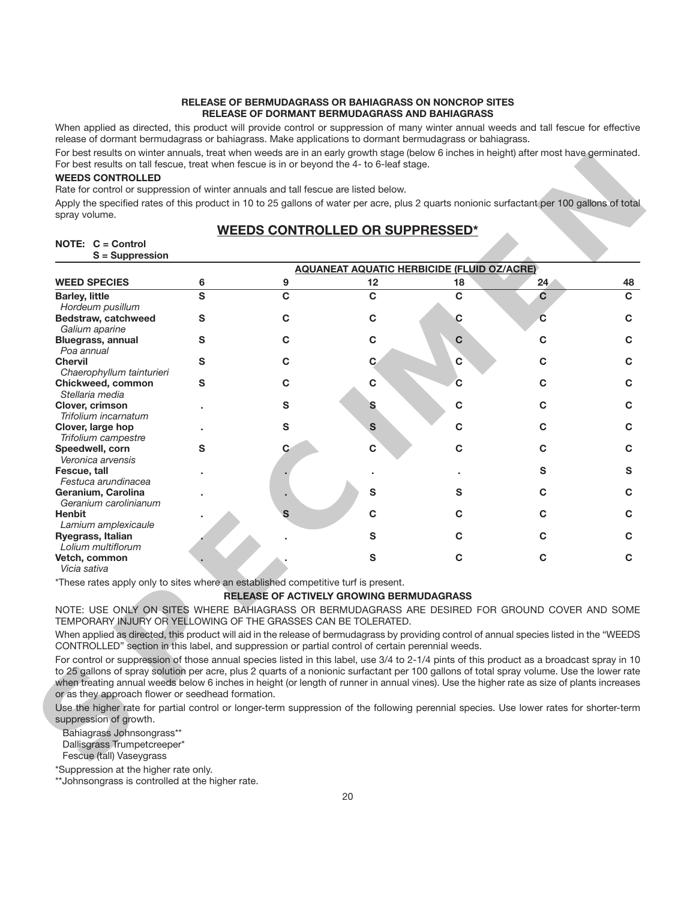**RELEASE OF BERMUDAGRASS OR BAHIAGRASS ON NONCROP SITES**
**RELEASE OF DORMANT BERMUDAGRASS AND BAHIAGRASS**

When applied as directed, this product will provide control or suppression of many winter annual weeds and tall fescue for effective release of dormant bermudagrass or bahiagrass. Make applications to dormant bermudagrass or bahiagrass.

For best results on winter annuals, treat when weeds are in an early growth stage (below 6 inches in height) after most have germinated. For best results on tall fescue, treat when fescue is in or beyond the 4- to 6-leaf stage.

**WEEDS CONTROLLED**

Rate for control or suppression of winter annuals and tall fescue are listed below.

Apply the specified rates of this product in 10 to 25 gallons of water per acre, plus 2 quarts nonionic surfactant per 100 gallons of total spray volume.

## WEEDS CONTROLLED OR SUPPRESSED*

**NOTE: C = Control**
**S = Suppression**

| | AQUANEAT AQUATIC HERBICIDE (FLUID OZ/ACRE) | | | | | |
|---|---|---|---|---|---|---|
| **WEED SPECIES** | **6** | **9** | **12** | **18** | **24** | **48** |
| **Barley, little** *Hordeum pusillum* | S | C | C | C | C | C |
| **Bedstraw, catchweed** *Galium aparine* | S | C | C | C | C | C |
| **Bluegrass, annual** *Poa annual* | S | C | C | C | C | C |
| **Chervil** *Chaerophyllum tainturieri* | S | C | C | C | C | C |
| **Chickweed, common** *Stellaria media* | S | C | C | C | C | C |
| **Clover, crimson** *Trifolium incarnatum* | . | S | S | C | C | C |
| **Clover, large hop** *Trifolium campestre* | . | S | S | C | C | C |
| **Speedwell, corn** *Veronica arvensis* | S | C | C | C | C | C |
| **Fescue, tall** *Festuca arundinacea* | . | . | . | . | S | S |
| **Geranium, Carolina** *Geranium carolinianum* | . | . | S | S | C | C |
| **Henbit** *Lamium amplexicaule* | . | S | C | C | C | C |
| **Ryegrass, Italian** *Lolium multiflorum* | . | . | S | C | C | C |
| **Vetch, common** *Vicia sativa* | . | . | S | C | C | C |

*These rates apply only to sites where an established competitive turf is present.

**RELEASE OF ACTIVELY GROWING BERMUDAGRASS**

NOTE: USE ONLY ON SITES WHERE BAHIAGRASS OR BERMUDAGRASS ARE DESIRED FOR GROUND COVER AND SOME TEMPORARY INJURY OR YELLOWING OF THE GRASSES CAN BE TOLERATED.

When applied as directed, this product will aid in the release of bermudagrass by providing control of annual species listed in the "WEEDS CONTROLLED" section in this label, and suppression or partial control of certain perennial weeds.

For control or suppression of those annual species listed in this label, use 3/4 to 2-1/4 pints of this product as a broadcast spray in 10 to 25 gallons of spray solution per acre, plus 2 quarts of a nonionic surfactant per 100 gallons of total spray volume. Use the lower rate when treating annual weeds below 6 inches in height (or length of runner in annual vines). Use the higher rate as size of plants increases or as they approach flower or seedhead formation.

Use the higher rate for partial control or longer-term suppression of the following perennial species. Use lower rates for shorter-term suppression of growth.

Bahiagrass Johnsongrass**
Dallisgrass Trumpetcreeper*
Fescue (tall) Vaseygrass

*Suppression at the higher rate only.
**Johnsongrass is controlled at the higher rate.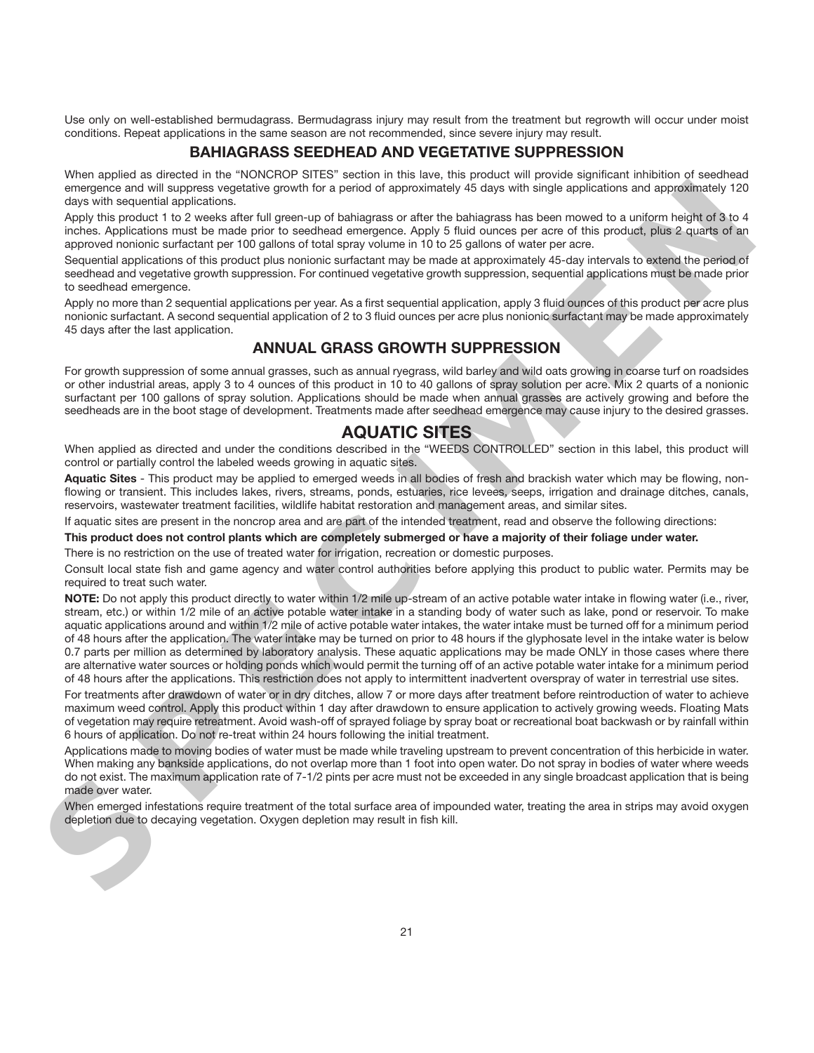Use only on well-established bermudagrass. Bermudagrass injury may result from the treatment but regrowth will occur under moist conditions. Repeat applications in the same season are not recommended, since severe injury may result.

## BAHIAGRASS SEEDHEAD AND VEGETATIVE SUPPRESSION

When applied as directed in the "NONCROP SITES" section in this lave, this product will provide significant inhibition of seedhead emergence and will suppress vegetative growth for a period of approximately 45 days with single applications and approximately 120 days with sequential applications.

Apply this product 1 to 2 weeks after full green-up of bahiagrass or after the bahiagrass has been mowed to a uniform height of 3 to 4 inches. Applications must be made prior to seedhead emergence. Apply 5 fluid ounces per acre of this product, plus 2 quarts of an approved nonionic surfactant per 100 gallons of total spray volume in 10 to 25 gallons of water per acre.

Sequential applications of this product plus nonionic surfactant may be made at approximately 45-day intervals to extend the period of seedhead and vegetative growth suppression. For continued vegetative growth suppression, sequential applications must be made prior to seedhead emergence.

Apply no more than 2 sequential applications per year. As a first sequential application, apply 3 fluid ounces of this product per acre plus nonionic surfactant. A second sequential application of 2 to 3 fluid ounces per acre plus nonionic surfactant may be made approximately 45 days after the last application.

## ANNUAL GRASS GROWTH SUPPRESSION

For growth suppression of some annual grasses, such as annual ryegrass, wild barley and wild oats growing in coarse turf on roadsides or other industrial areas, apply 3 to 4 ounces of this product in 10 to 40 gallons of spray solution per acre. Mix 2 quarts of a nonionic surfactant per 100 gallons of spray solution. Applications should be made when annual grasses are actively growing and before the seedheads are in the boot stage of development. Treatments made after seedhead emergence may cause injury to the desired grasses.

# AQUATIC SITES

When applied as directed and under the conditions described in the "WEEDS CONTROLLED" section in this label, this product will control or partially control the labeled weeds growing in aquatic sites.

**Aquatic Sites** - This product may be applied to emerged weeds in all bodies of fresh and brackish water which may be flowing, non-flowing or transient. This includes lakes, rivers, streams, ponds, estuaries, rice levees, seeps, irrigation and drainage ditches, canals, reservoirs, wastewater treatment facilities, wildlife habitat restoration and management areas, and similar sites.

If aquatic sites are present in the noncrop area and are part of the intended treatment, read and observe the following directions:

**This product does not control plants which are completely submerged or have a majority of their foliage under water.**

There is no restriction on the use of treated water for irrigation, recreation or domestic purposes.

Consult local state fish and game agency and water control authorities before applying this product to public water. Permits may be required to treat such water.

**NOTE:** Do not apply this product directly to water within 1/2 mile up-stream of an active potable water intake in flowing water (i.e., river, stream, etc.) or within 1/2 mile of an active potable water intake in a standing body of water such as lake, pond or reservoir. To make aquatic applications around and within 1/2 mile of active potable water intakes, the water intake must be turned off for a minimum period of 48 hours after the application. The water intake may be turned on prior to 48 hours if the glyphosate level in the intake water is below 0.7 parts per million as determined by laboratory analysis. These aquatic applications may be made ONLY in those cases where there are alternative water sources or holding ponds which would permit the turning off of an active potable water intake for a minimum period of 48 hours after the applications. This restriction does not apply to intermittent inadvertent overspray of water in terrestrial use sites.

For treatments after drawdown of water or in dry ditches, allow 7 or more days after treatment before reintroduction of water to achieve maximum weed control. Apply this product within 1 day after drawdown to ensure application to actively growing weeds. Floating Mats of vegetation may require retreatment. Avoid wash-off of sprayed foliage by spray boat or recreational boat backwash or by rainfall within 6 hours of application. Do not re-treat within 24 hours following the initial treatment.

Applications made to moving bodies of water must be made while traveling upstream to prevent concentration of this herbicide in water. When making any bankside applications, do not overlap more than 1 foot into open water. Do not spray in bodies of water where weeds do not exist. The maximum application rate of 7-1/2 pints per acre must not be exceeded in any single broadcast application that is being made over water.

When emerged infestations require treatment of the total surface area of impounded water, treating the area in strips may avoid oxygen depletion due to decaying vegetation. Oxygen depletion may result in fish kill.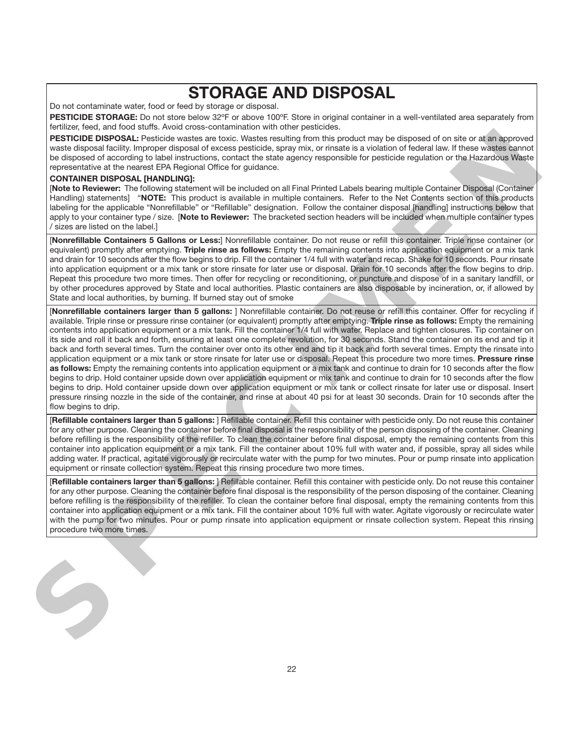# STORAGE AND DISPOSAL

Do not contaminate water, food or feed by storage or disposal.

**PESTICIDE STORAGE:** Do not store below 32ºF or above 100ºF. Store in original container in a well-ventilated area separately from fertilizer, feed, and food stuffs. Avoid cross-contamination with other pesticides.

**PESTICIDE DISPOSAL:** Pesticide wastes are toxic. Wastes resulting from this product may be disposed of on site or at an approved waste disposal facility. Improper disposal of excess pesticide, spray mix, or rinsate is a violation of federal law. If these wastes cannot be disposed of according to label instructions, contact the state agency responsible for pesticide regulation or the Hazardous Waste representative at the nearest EPA Regional Office for guidance.

**CONTAINER DISPOSAL [HANDLING]:**

[**Note to Reviewer:** The following statement will be included on all Final Printed Labels bearing multiple Container Disposal (Container Handling) statements] "**NOTE:** This product is available in multiple containers. Refer to the Net Contents section of this products labeling for the applicable "Nonrefillable" or "Refillable" designation. Follow the container disposal [handling] instructions below that apply to your container type / size. [**Note to Reviewer:** The bracketed section headers will be included when multiple container types / sizes are listed on the label.]

[**Nonrefillable Containers 5 Gallons or Less:**] Nonrefillable container. Do not reuse or refill this container. Triple rinse container (or equivalent) promptly after emptying. **Triple rinse as follows:** Empty the remaining contents into application equipment or a mix tank and drain for 10 seconds after the flow begins to drip. Fill the container 1/4 full with water and recap. Shake for 10 seconds. Pour rinsate into application equipment or a mix tank or store rinsate for later use or disposal. Drain for 10 seconds after the flow begins to drip. Repeat this procedure two more times. Then offer for recycling or reconditioning, or puncture and dispose of in a sanitary landfill, or by other procedures approved by State and local authorities. Plastic containers are also disposable by incineration, or, if allowed by State and local authorities, by burning. If burned stay out of smoke

[**Nonrefillable containers larger than 5 gallons:** ] Nonrefillable container. Do not reuse or refill this container. Offer for recycling if available. Triple rinse or pressure rinse container (or equivalent) promptly after emptying. **Triple rinse as follows:** Empty the remaining contents into application equipment or a mix tank. Fill the container 1/4 full with water. Replace and tighten closures. Tip container on its side and roll it back and forth, ensuring at least one complete revolution, for 30 seconds. Stand the container on its end and tip it back and forth several times. Turn the container over onto its other end and tip it back and forth several times. Empty the rinsate into application equipment or a mix tank or store rinsate for later use or disposal. Repeat this procedure two more times. **Pressure rinse as follows:** Empty the remaining contents into application equipment or a mix tank and continue to drain for 10 seconds after the flow begins to drip. Hold container upside down over application equipment or mix tank and continue to drain for 10 seconds after the flow begins to drip. Hold container upside down over application equipment or mix tank or collect rinsate for later use or disposal. Insert pressure rinsing nozzle in the side of the container, and rinse at about 40 psi for at least 30 seconds. Drain for 10 seconds after the flow begins to drip.

[**Refillable containers larger than 5 gallons:** ] Refillable container. Refill this container with pesticide only. Do not reuse this container for any other purpose. Cleaning the container before final disposal is the responsibility of the person disposing of the container. Cleaning before refilling is the responsibility of the refiller. To clean the container before final disposal, empty the remaining contents from this container into application equipment or a mix tank. Fill the container about 10% full with water and, if possible, spray all sides while adding water. If practical, agitate vigorously or recirculate water with the pump for two minutes. Pour or pump rinsate into application equipment or rinsate collection system. Repeat this rinsing procedure two more times.

[**Refillable containers larger than 5 gallons:** ] Refillable container. Refill this container with pesticide only. Do not reuse this container for any other purpose. Cleaning the container before final disposal is the responsibility of the person disposing of the container. Cleaning before refilling is the responsibility of the refiller. To clean the container before final disposal, empty the remaining contents from this container into application equipment or a mix tank. Fill the container about 10% full with water. Agitate vigorously or recirculate water with the pump for two minutes. Pour or pump rinsate into application equipment or rinsate collection system. Repeat this rinsing procedure two more times.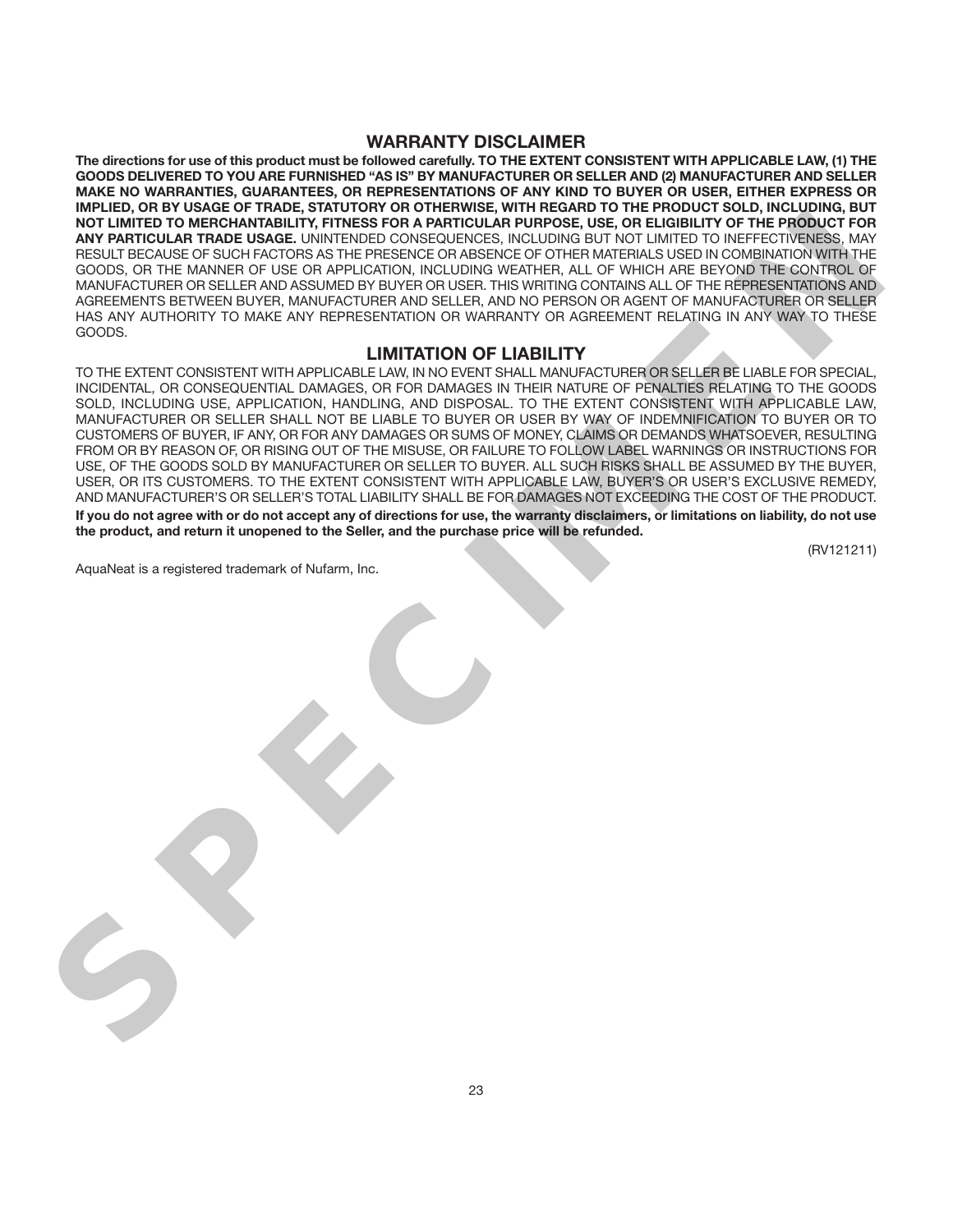## WARRANTY DISCLAIMER

**The directions for use of this product must be followed carefully. TO THE EXTENT CONSISTENT WITH APPLICABLE LAW, (1) THE GOODS DELIVERED TO YOU ARE FURNISHED "AS IS" BY MANUFACTURER OR SELLER AND (2) MANUFACTURER AND SELLER MAKE NO WARRANTIES, GUARANTEES, OR REPRESENTATIONS OF ANY KIND TO BUYER OR USER, EITHER EXPRESS OR IMPLIED, OR BY USAGE OF TRADE, STATUTORY OR OTHERWISE, WITH REGARD TO THE PRODUCT SOLD, INCLUDING, BUT NOT LIMITED TO MERCHANTABILITY, FITNESS FOR A PARTICULAR PURPOSE, USE, OR ELIGIBILITY OF THE PRODUCT FOR ANY PARTICULAR TRADE USAGE.** UNINTENDED CONSEQUENCES, INCLUDING BUT NOT LIMITED TO INEFFECTIVENESS, MAY RESULT BECAUSE OF SUCH FACTORS AS THE PRESENCE OR ABSENCE OF OTHER MATERIALS USED IN COMBINATION WITH THE GOODS, OR THE MANNER OF USE OR APPLICATION, INCLUDING WEATHER, ALL OF WHICH ARE BEYOND THE CONTROL OF MANUFACTURER OR SELLER AND ASSUMED BY BUYER OR USER. THIS WRITING CONTAINS ALL OF THE REPRESENTATIONS AND AGREEMENTS BETWEEN BUYER, MANUFACTURER AND SELLER, AND NO PERSON OR AGENT OF MANUFACTURER OR SELLER HAS ANY AUTHORITY TO MAKE ANY REPRESENTATION OR WARRANTY OR AGREEMENT RELATING IN ANY WAY TO THESE GOODS.

## LIMITATION OF LIABILITY

TO THE EXTENT CONSISTENT WITH APPLICABLE LAW, IN NO EVENT SHALL MANUFACTURER OR SELLER BE LIABLE FOR SPECIAL, INCIDENTAL, OR CONSEQUENTIAL DAMAGES, OR FOR DAMAGES IN THEIR NATURE OF PENALTIES RELATING TO THE GOODS SOLD, INCLUDING USE, APPLICATION, HANDLING, AND DISPOSAL. TO THE EXTENT CONSISTENT WITH APPLICABLE LAW, MANUFACTURER OR SELLER SHALL NOT BE LIABLE TO BUYER OR USER BY WAY OF INDEMNIFICATION TO BUYER OR TO CUSTOMERS OF BUYER, IF ANY, OR FOR ANY DAMAGES OR SUMS OF MONEY, CLAIMS OR DEMANDS WHATSOEVER, RESULTING FROM OR BY REASON OF, OR RISING OUT OF THE MISUSE, OR FAILURE TO FOLLOW LABEL WARNINGS OR INSTRUCTIONS FOR USE, OF THE GOODS SOLD BY MANUFACTURER OR SELLER TO BUYER. ALL SUCH RISKS SHALL BE ASSUMED BY THE BUYER, USER, OR ITS CUSTOMERS. TO THE EXTENT CONSISTENT WITH APPLICABLE LAW, BUYER'S OR USER'S EXCLUSIVE REMEDY, AND MANUFACTURER'S OR SELLER'S TOTAL LIABILITY SHALL BE FOR DAMAGES NOT EXCEEDING THE COST OF THE PRODUCT.

**If you do not agree with or do not accept any of directions for use, the warranty disclaimers, or limitations on liability, do not use the product, and return it unopened to the Seller, and the purchase price will be refunded.**

(RV121211)

AquaNeat is a registered trademark of Nufarm, Inc.